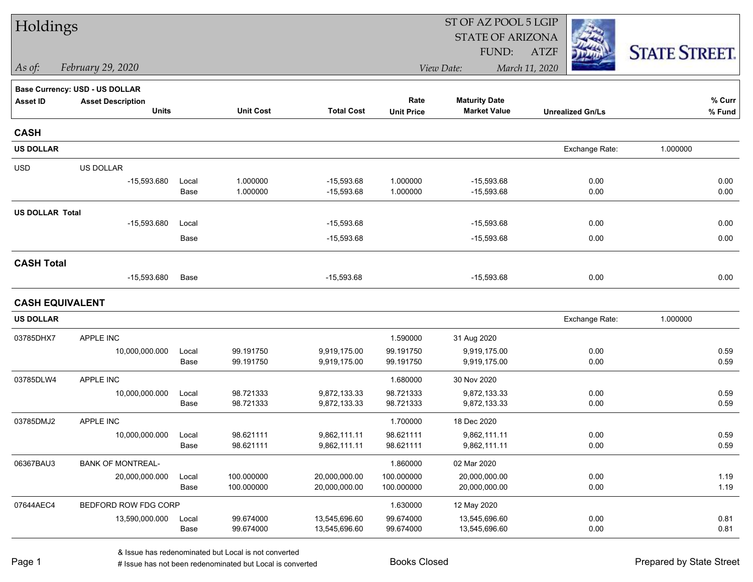# Holdings

ST OF AZ POOL 5 LGIP
STATE OF ARIZONA
FUND: ATZF

*As of:* *February 29, 2020*

*View Date:* *March 11, 2020*

STATE STREET

**Base Currency: USD - US DOLLAR**

| Asset ID | Asset Description / Units | | Unit Cost | Total Cost | Rate / Unit Price | Maturity Date / Market Value | Unrealized Gn/Ls | % Curr / % Fund |
|---|---|---|---|---|---|---|---|---|
| **CASH** | | | | | | | | |
| **US DOLLAR** | | | | | | | Exchange Rate: | 1.000000 |
| USD | US DOLLAR | | | | | | | |
| | -15,593.680 | Local | 1.000000 | -15,593.68 | 1.000000 | -15,593.68 | 0.00 | 0.00 |
| | | Base | 1.000000 | -15,593.68 | 1.000000 | -15,593.68 | 0.00 | 0.00 |
| **US DOLLAR Total** | | | | | | | | |
| | -15,593.680 | Local | | -15,593.68 | | -15,593.68 | 0.00 | 0.00 |
| | | Base | | -15,593.68 | | -15,593.68 | 0.00 | 0.00 |
| **CASH Total** | | | | | | | | |
| | -15,593.680 | Base | | -15,593.68 | | -15,593.68 | 0.00 | 0.00 |
| **CASH EQUIVALENT** | | | | | | | | |
| **US DOLLAR** | | | | | | | Exchange Rate: | 1.000000 |
| 03785DHX7 | APPLE INC | | | | 1.590000 | 31 Aug 2020 | | |
| | 10,000,000.000 | Local | 99.191750 | 9,919,175.00 | 99.191750 | 9,919,175.00 | 0.00 | 0.59 |
| | | Base | 99.191750 | 9,919,175.00 | 99.191750 | 9,919,175.00 | 0.00 | 0.59 |
| 03785DLW4 | APPLE INC | | | | 1.680000 | 30 Nov 2020 | | |
| | 10,000,000.000 | Local | 98.721333 | 9,872,133.33 | 98.721333 | 9,872,133.33 | 0.00 | 0.59 |
| | | Base | 98.721333 | 9,872,133.33 | 98.721333 | 9,872,133.33 | 0.00 | 0.59 |
| 03785DMJ2 | APPLE INC | | | | 1.700000 | 18 Dec 2020 | | |
| | 10,000,000.000 | Local | 98.621111 | 9,862,111.11 | 98.621111 | 9,862,111.11 | 0.00 | 0.59 |
| | | Base | 98.621111 | 9,862,111.11 | 98.621111 | 9,862,111.11 | 0.00 | 0.59 |
| 06367BAU3 | BANK OF MONTREAL- | | | | 1.860000 | 02 Mar 2020 | | |
| | 20,000,000.000 | Local | 100.000000 | 20,000,000.00 | 100.000000 | 20,000,000.00 | 0.00 | 1.19 |
| | | Base | 100.000000 | 20,000,000.00 | 100.000000 | 20,000,000.00 | 0.00 | 1.19 |
| 07644AEC4 | BEDFORD ROW FDG CORP | | | | 1.630000 | 12 May 2020 | | |
| | 13,590,000.000 | Local | 99.674000 | 13,545,696.60 | 99.674000 | 13,545,696.60 | 0.00 | 0.81 |
| | | Base | 99.674000 | 13,545,696.60 | 99.674000 | 13,545,696.60 | 0.00 | 0.81 |

& Issue has redenominated but Local is not converted
# Issue has not been redenominated but Local is converted

Books Closed

Prepared by State Street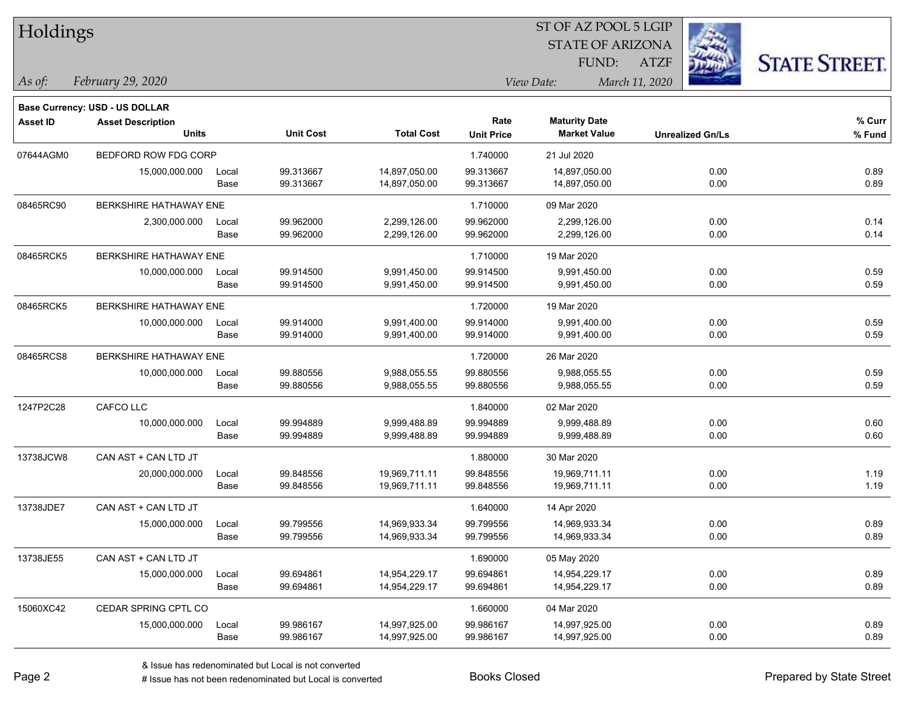# Holdings

ST OF AZ POOL 5 LGIP
STATE OF ARIZONA
FUND: ATZF

*As of:* *February 29, 2020*

*View Date:* *March 11, 2020*

**Base Currency: USD - US DOLLAR**

| Asset ID | Asset Description / Units | | Unit Cost | Total Cost | Rate / Unit Price | Maturity Date / Market Value | Unrealized Gn/Ls | % Curr / % Fund |
|---|---|---|---|---|---|---|---|---|
| 07644AGM0 | BEDFORD ROW FDG CORP | | | | 1.740000 | 21 Jul 2020 | | |
| | 15,000,000.000 | Local | 99.313667 | 14,897,050.00 | 99.313667 | 14,897,050.00 | 0.00 | 0.89 |
| | | Base | 99.313667 | 14,897,050.00 | 99.313667 | 14,897,050.00 | 0.00 | 0.89 |
| 08465RC90 | BERKSHIRE HATHAWAY ENE | | | | 1.710000 | 09 Mar 2020 | | |
| | 2,300,000.000 | Local | 99.962000 | 2,299,126.00 | 99.962000 | 2,299,126.00 | 0.00 | 0.14 |
| | | Base | 99.962000 | 2,299,126.00 | 99.962000 | 2,299,126.00 | 0.00 | 0.14 |
| 08465RCK5 | BERKSHIRE HATHAWAY ENE | | | | 1.710000 | 19 Mar 2020 | | |
| | 10,000,000.000 | Local | 99.914500 | 9,991,450.00 | 99.914500 | 9,991,450.00 | 0.00 | 0.59 |
| | | Base | 99.914500 | 9,991,450.00 | 99.914500 | 9,991,450.00 | 0.00 | 0.59 |
| 08465RCK5 | BERKSHIRE HATHAWAY ENE | | | | 1.720000 | 19 Mar 2020 | | |
| | 10,000,000.000 | Local | 99.914000 | 9,991,400.00 | 99.914000 | 9,991,400.00 | 0.00 | 0.59 |
| | | Base | 99.914000 | 9,991,400.00 | 99.914000 | 9,991,400.00 | 0.00 | 0.59 |
| 08465RCS8 | BERKSHIRE HATHAWAY ENE | | | | 1.720000 | 26 Mar 2020 | | |
| | 10,000,000.000 | Local | 99.880556 | 9,988,055.55 | 99.880556 | 9,988,055.55 | 0.00 | 0.59 |
| | | Base | 99.880556 | 9,988,055.55 | 99.880556 | 9,988,055.55 | 0.00 | 0.59 |
| 1247P2C28 | CAFCO LLC | | | | 1.840000 | 02 Mar 2020 | | |
| | 10,000,000.000 | Local | 99.994889 | 9,999,488.89 | 99.994889 | 9,999,488.89 | 0.00 | 0.60 |
| | | Base | 99.994889 | 9,999,488.89 | 99.994889 | 9,999,488.89 | 0.00 | 0.60 |
| 13738JCW8 | CAN AST + CAN LTD JT | | | | 1.880000 | 30 Mar 2020 | | |
| | 20,000,000.000 | Local | 99.848556 | 19,969,711.11 | 99.848556 | 19,969,711.11 | 0.00 | 1.19 |
| | | Base | 99.848556 | 19,969,711.11 | 99.848556 | 19,969,711.11 | 0.00 | 1.19 |
| 13738JDE7 | CAN AST + CAN LTD JT | | | | 1.640000 | 14 Apr 2020 | | |
| | 15,000,000.000 | Local | 99.799556 | 14,969,933.34 | 99.799556 | 14,969,933.34 | 0.00 | 0.89 |
| | | Base | 99.799556 | 14,969,933.34 | 99.799556 | 14,969,933.34 | 0.00 | 0.89 |
| 13738JE55 | CAN AST + CAN LTD JT | | | | 1.690000 | 05 May 2020 | | |
| | 15,000,000.000 | Local | 99.694861 | 14,954,229.17 | 99.694861 | 14,954,229.17 | 0.00 | 0.89 |
| | | Base | 99.694861 | 14,954,229.17 | 99.694861 | 14,954,229.17 | 0.00 | 0.89 |
| 15060XC42 | CEDAR SPRING CPTL CO | | | | 1.660000 | 04 Mar 2020 | | |
| | 15,000,000.000 | Local | 99.986167 | 14,997,925.00 | 99.986167 | 14,997,925.00 | 0.00 | 0.89 |
| | | Base | 99.986167 | 14,997,925.00 | 99.986167 | 14,997,925.00 | 0.00 | 0.89 |

& Issue has redenominated but Local is not converted
# Issue has not been redenominated but Local is converted

Books Closed

Prepared by State Street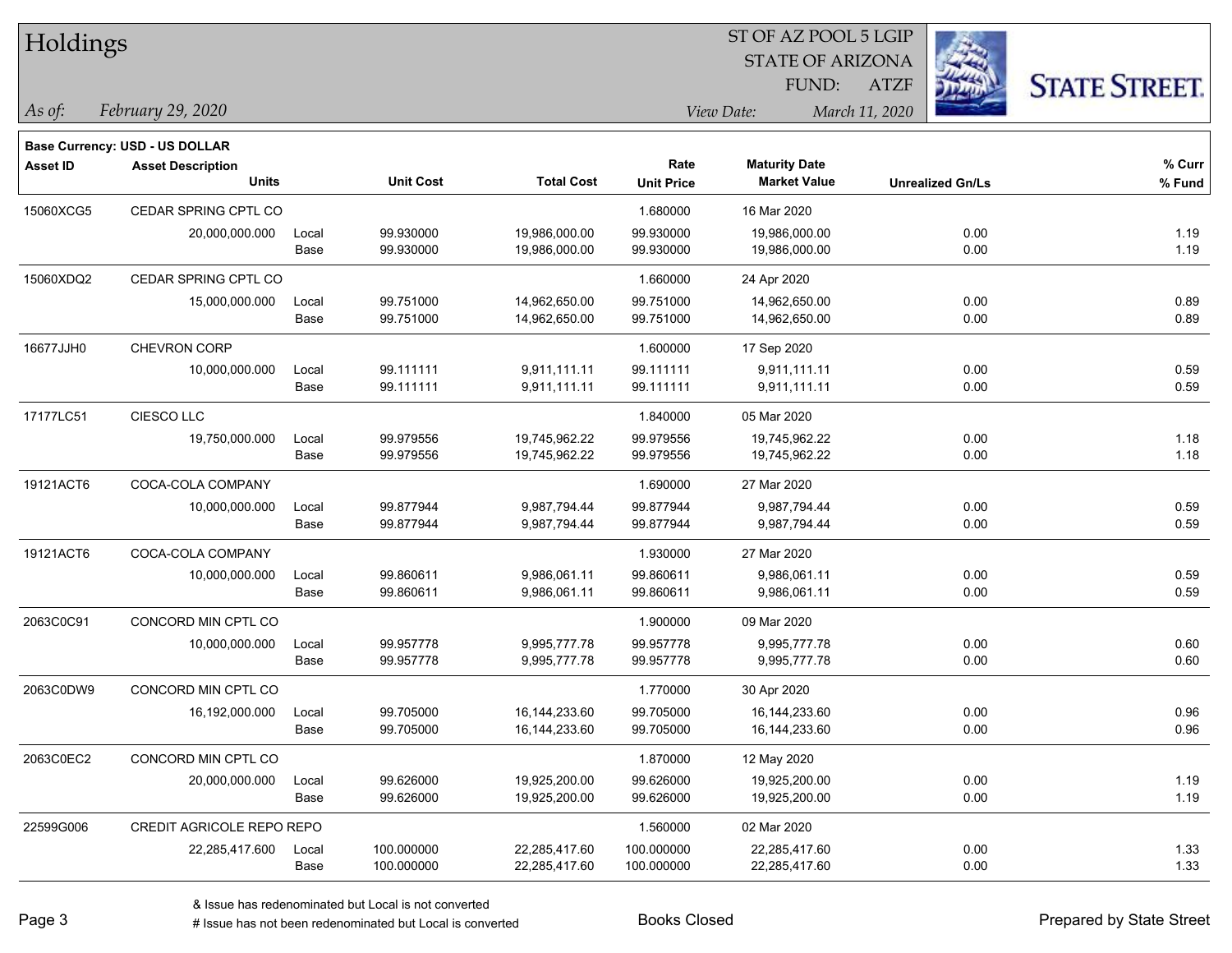# Holdings

ST OF AZ POOL 5 LGIP
STATE OF ARIZONA
FUND: ATZF

*As of:* *February 29, 2020*
*View Date:* *March 11, 2020*

**Base Currency: USD - US DOLLAR**

| Asset ID | Asset Description / Units | | Unit Cost | Total Cost | Rate / Unit Price | Maturity Date / Market Value | Unrealized Gn/Ls | % Curr / % Fund |
|---|---|---|---|---|---|---|---|---|
| 15060XCG5 | CEDAR SPRING CPTL CO | | | | 1.680000 | 16 Mar 2020 | | |
| | 20,000,000.000 | Local | 99.930000 | 19,986,000.00 | 99.930000 | 19,986,000.00 | 0.00 | 1.19 |
| | | Base | 99.930000 | 19,986,000.00 | 99.930000 | 19,986,000.00 | 0.00 | 1.19 |
| 15060XDQ2 | CEDAR SPRING CPTL CO | | | | 1.660000 | 24 Apr 2020 | | |
| | 15,000,000.000 | Local | 99.751000 | 14,962,650.00 | 99.751000 | 14,962,650.00 | 0.00 | 0.89 |
| | | Base | 99.751000 | 14,962,650.00 | 99.751000 | 14,962,650.00 | 0.00 | 0.89 |
| 16677JJH0 | CHEVRON CORP | | | | 1.600000 | 17 Sep 2020 | | |
| | 10,000,000.000 | Local | 99.111111 | 9,911,111.11 | 99.111111 | 9,911,111.11 | 0.00 | 0.59 |
| | | Base | 99.111111 | 9,911,111.11 | 99.111111 | 9,911,111.11 | 0.00 | 0.59 |
| 17177LC51 | CIESCO LLC | | | | 1.840000 | 05 Mar 2020 | | |
| | 19,750,000.000 | Local | 99.979556 | 19,745,962.22 | 99.979556 | 19,745,962.22 | 0.00 | 1.18 |
| | | Base | 99.979556 | 19,745,962.22 | 99.979556 | 19,745,962.22 | 0.00 | 1.18 |
| 19121ACT6 | COCA-COLA COMPANY | | | | 1.690000 | 27 Mar 2020 | | |
| | 10,000,000.000 | Local | 99.877944 | 9,987,794.44 | 99.877944 | 9,987,794.44 | 0.00 | 0.59 |
| | | Base | 99.877944 | 9,987,794.44 | 99.877944 | 9,987,794.44 | 0.00 | 0.59 |
| 19121ACT6 | COCA-COLA COMPANY | | | | 1.930000 | 27 Mar 2020 | | |
| | 10,000,000.000 | Local | 99.860611 | 9,986,061.11 | 99.860611 | 9,986,061.11 | 0.00 | 0.59 |
| | | Base | 99.860611 | 9,986,061.11 | 99.860611 | 9,986,061.11 | 0.00 | 0.59 |
| 2063C0C91 | CONCORD MIN CPTL CO | | | | 1.900000 | 09 Mar 2020 | | |
| | 10,000,000.000 | Local | 99.957778 | 9,995,777.78 | 99.957778 | 9,995,777.78 | 0.00 | 0.60 |
| | | Base | 99.957778 | 9,995,777.78 | 99.957778 | 9,995,777.78 | 0.00 | 0.60 |
| 2063C0DW9 | CONCORD MIN CPTL CO | | | | 1.770000 | 30 Apr 2020 | | |
| | 16,192,000.000 | Local | 99.705000 | 16,144,233.60 | 99.705000 | 16,144,233.60 | 0.00 | 0.96 |
| | | Base | 99.705000 | 16,144,233.60 | 99.705000 | 16,144,233.60 | 0.00 | 0.96 |
| 2063C0EC2 | CONCORD MIN CPTL CO | | | | 1.870000 | 12 May 2020 | | |
| | 20,000,000.000 | Local | 99.626000 | 19,925,200.00 | 99.626000 | 19,925,200.00 | 0.00 | 1.19 |
| | | Base | 99.626000 | 19,925,200.00 | 99.626000 | 19,925,200.00 | 0.00 | 1.19 |
| 22599G006 | CREDIT AGRICOLE REPO REPO | | | | 1.560000 | 02 Mar 2020 | | |
| | 22,285,417.600 | Local | 100.000000 | 22,285,417.60 | 100.000000 | 22,285,417.60 | 0.00 | 1.33 |
| | | Base | 100.000000 | 22,285,417.60 | 100.000000 | 22,285,417.60 | 0.00 | 1.33 |

& Issue has redenominated but Local is not converted
# Issue has not been redenominated but Local is converted

Books Closed

Prepared by State Street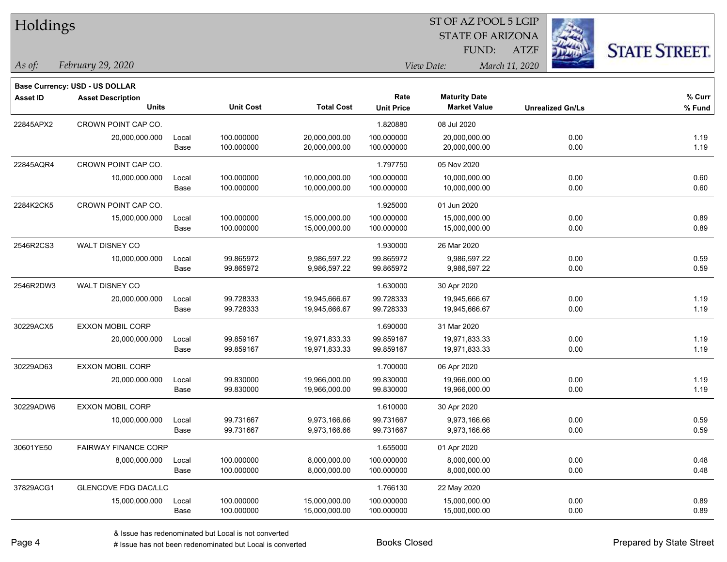# Holdings

ST OF AZ POOL 5 LGIP
STATE OF ARIZONA
FUND: ATZF

*As of:* *February 29, 2020*

*View Date:* *March 11, 2020*

**Base Currency: USD - US DOLLAR**

| Asset ID | Asset Description / Units | | Unit Cost | Total Cost | Rate / Unit Price | Maturity Date / Market Value | Unrealized Gn/Ls | % Curr / % Fund |
|---|---|---|---|---|---|---|---|---|
| 22845APX2 | CROWN POINT CAP CO. | | | | 1.820880 | 08 Jul 2020 | | |
| | 20,000,000.000 | Local | 100.000000 | 20,000,000.00 | 100.000000 | 20,000,000.00 | 0.00 | 1.19 |
| | | Base | 100.000000 | 20,000,000.00 | 100.000000 | 20,000,000.00 | 0.00 | 1.19 |
| 22845AQR4 | CROWN POINT CAP CO. | | | | 1.797750 | 05 Nov 2020 | | |
| | 10,000,000.000 | Local | 100.000000 | 10,000,000.00 | 100.000000 | 10,000,000.00 | 0.00 | 0.60 |
| | | Base | 100.000000 | 10,000,000.00 | 100.000000 | 10,000,000.00 | 0.00 | 0.60 |
| 2284K2CK5 | CROWN POINT CAP CO. | | | | 1.925000 | 01 Jun 2020 | | |
| | 15,000,000.000 | Local | 100.000000 | 15,000,000.00 | 100.000000 | 15,000,000.00 | 0.00 | 0.89 |
| | | Base | 100.000000 | 15,000,000.00 | 100.000000 | 15,000,000.00 | 0.00 | 0.89 |
| 2546R2CS3 | WALT DISNEY CO | | | | 1.930000 | 26 Mar 2020 | | |
| | 10,000,000.000 | Local | 99.865972 | 9,986,597.22 | 99.865972 | 9,986,597.22 | 0.00 | 0.59 |
| | | Base | 99.865972 | 9,986,597.22 | 99.865972 | 9,986,597.22 | 0.00 | 0.59 |
| 2546R2DW3 | WALT DISNEY CO | | | | 1.630000 | 30 Apr 2020 | | |
| | 20,000,000.000 | Local | 99.728333 | 19,945,666.67 | 99.728333 | 19,945,666.67 | 0.00 | 1.19 |
| | | Base | 99.728333 | 19,945,666.67 | 99.728333 | 19,945,666.67 | 0.00 | 1.19 |
| 30229ACX5 | EXXON MOBIL CORP | | | | 1.690000 | 31 Mar 2020 | | |
| | 20,000,000.000 | Local | 99.859167 | 19,971,833.33 | 99.859167 | 19,971,833.33 | 0.00 | 1.19 |
| | | Base | 99.859167 | 19,971,833.33 | 99.859167 | 19,971,833.33 | 0.00 | 1.19 |
| 30229AD63 | EXXON MOBIL CORP | | | | 1.700000 | 06 Apr 2020 | | |
| | 20,000,000.000 | Local | 99.830000 | 19,966,000.00 | 99.830000 | 19,966,000.00 | 0.00 | 1.19 |
| | | Base | 99.830000 | 19,966,000.00 | 99.830000 | 19,966,000.00 | 0.00 | 1.19 |
| 30229ADW6 | EXXON MOBIL CORP | | | | 1.610000 | 30 Apr 2020 | | |
| | 10,000,000.000 | Local | 99.731667 | 9,973,166.66 | 99.731667 | 9,973,166.66 | 0.00 | 0.59 |
| | | Base | 99.731667 | 9,973,166.66 | 99.731667 | 9,973,166.66 | 0.00 | 0.59 |
| 30601YE50 | FAIRWAY FINANCE CORP | | | | 1.655000 | 01 Apr 2020 | | |
| | 8,000,000.000 | Local | 100.000000 | 8,000,000.00 | 100.000000 | 8,000,000.00 | 0.00 | 0.48 |
| | | Base | 100.000000 | 8,000,000.00 | 100.000000 | 8,000,000.00 | 0.00 | 0.48 |
| 37829ACG1 | GLENCOVE FDG DAC/LLC | | | | 1.766130 | 22 May 2020 | | |
| | 15,000,000.000 | Local | 100.000000 | 15,000,000.00 | 100.000000 | 15,000,000.00 | 0.00 | 0.89 |
| | | Base | 100.000000 | 15,000,000.00 | 100.000000 | 15,000,000.00 | 0.00 | 0.89 |

& Issue has redenominated but Local is not converted
# Issue has not been redenominated but Local is converted

Books Closed

Prepared by State Street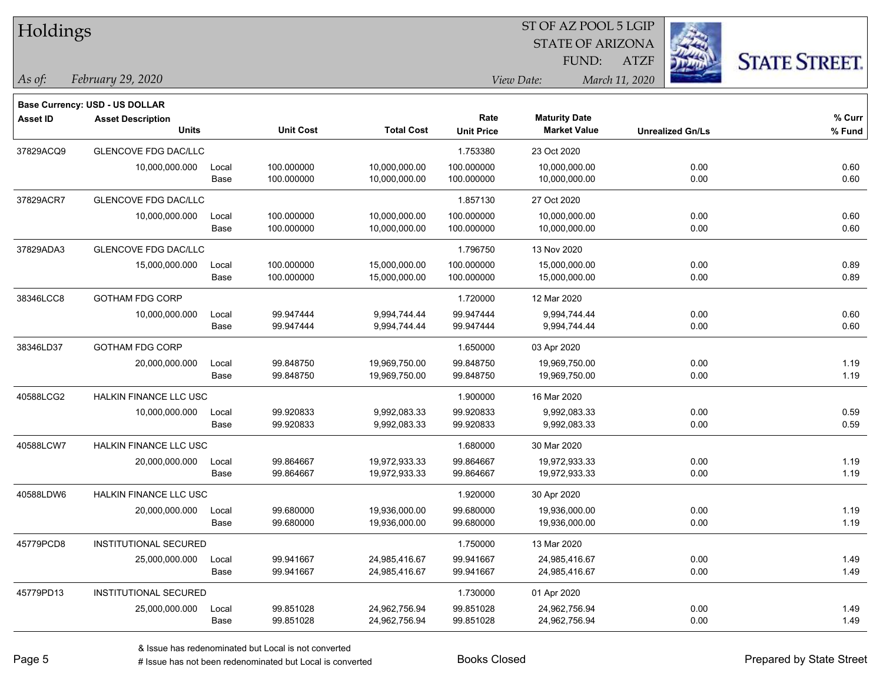# Holdings

ST OF AZ POOL 5 LGIP
STATE OF ARIZONA
FUND: ATZF

*As of:* *February 29, 2020*

*View Date:* *March 11, 2020*

**Base Currency: USD - US DOLLAR**

| Asset ID | Asset Description / Units | | Unit Cost | Total Cost | Rate / Unit Price | Maturity Date / Market Value | Unrealized Gn/Ls | % Curr / % Fund |
|---|---|---|---|---|---|---|---|---|
| 37829ACQ9 | GLENCOVE FDG DAC/LLC | | | | 1.753380 | 23 Oct 2020 | | |
| | 10,000,000.000 | Local | 100.000000 | 10,000,000.00 | 100.000000 | 10,000,000.00 | 0.00 | 0.60 |
| | | Base | 100.000000 | 10,000,000.00 | 100.000000 | 10,000,000.00 | 0.00 | 0.60 |
| 37829ACR7 | GLENCOVE FDG DAC/LLC | | | | 1.857130 | 27 Oct 2020 | | |
| | 10,000,000.000 | Local | 100.000000 | 10,000,000.00 | 100.000000 | 10,000,000.00 | 0.00 | 0.60 |
| | | Base | 100.000000 | 10,000,000.00 | 100.000000 | 10,000,000.00 | 0.00 | 0.60 |
| 37829ADA3 | GLENCOVE FDG DAC/LLC | | | | 1.796750 | 13 Nov 2020 | | |
| | 15,000,000.000 | Local | 100.000000 | 15,000,000.00 | 100.000000 | 15,000,000.00 | 0.00 | 0.89 |
| | | Base | 100.000000 | 15,000,000.00 | 100.000000 | 15,000,000.00 | 0.00 | 0.89 |
| 38346LCC8 | GOTHAM FDG CORP | | | | 1.720000 | 12 Mar 2020 | | |
| | 10,000,000.000 | Local | 99.947444 | 9,994,744.44 | 99.947444 | 9,994,744.44 | 0.00 | 0.60 |
| | | Base | 99.947444 | 9,994,744.44 | 99.947444 | 9,994,744.44 | 0.00 | 0.60 |
| 38346LD37 | GOTHAM FDG CORP | | | | 1.650000 | 03 Apr 2020 | | |
| | 20,000,000.000 | Local | 99.848750 | 19,969,750.00 | 99.848750 | 19,969,750.00 | 0.00 | 1.19 |
| | | Base | 99.848750 | 19,969,750.00 | 99.848750 | 19,969,750.00 | 0.00 | 1.19 |
| 40588LCG2 | HALKIN FINANCE LLC USC | | | | 1.900000 | 16 Mar 2020 | | |
| | 10,000,000.000 | Local | 99.920833 | 9,992,083.33 | 99.920833 | 9,992,083.33 | 0.00 | 0.59 |
| | | Base | 99.920833 | 9,992,083.33 | 99.920833 | 9,992,083.33 | 0.00 | 0.59 |
| 40588LCW7 | HALKIN FINANCE LLC USC | | | | 1.680000 | 30 Mar 2020 | | |
| | 20,000,000.000 | Local | 99.864667 | 19,972,933.33 | 99.864667 | 19,972,933.33 | 0.00 | 1.19 |
| | | Base | 99.864667 | 19,972,933.33 | 99.864667 | 19,972,933.33 | 0.00 | 1.19 |
| 40588LDW6 | HALKIN FINANCE LLC USC | | | | 1.920000 | 30 Apr 2020 | | |
| | 20,000,000.000 | Local | 99.680000 | 19,936,000.00 | 99.680000 | 19,936,000.00 | 0.00 | 1.19 |
| | | Base | 99.680000 | 19,936,000.00 | 99.680000 | 19,936,000.00 | 0.00 | 1.19 |
| 45779PCD8 | INSTITUTIONAL SECURED | | | | 1.750000 | 13 Mar 2020 | | |
| | 25,000,000.000 | Local | 99.941667 | 24,985,416.67 | 99.941667 | 24,985,416.67 | 0.00 | 1.49 |
| | | Base | 99.941667 | 24,985,416.67 | 99.941667 | 24,985,416.67 | 0.00 | 1.49 |
| 45779PD13 | INSTITUTIONAL SECURED | | | | 1.730000 | 01 Apr 2020 | | |
| | 25,000,000.000 | Local | 99.851028 | 24,962,756.94 | 99.851028 | 24,962,756.94 | 0.00 | 1.49 |
| | | Base | 99.851028 | 24,962,756.94 | 99.851028 | 24,962,756.94 | 0.00 | 1.49 |

& Issue has redenominated but Local is not converted
# Issue has not been redenominated but Local is converted

Books Closed

Prepared by State Street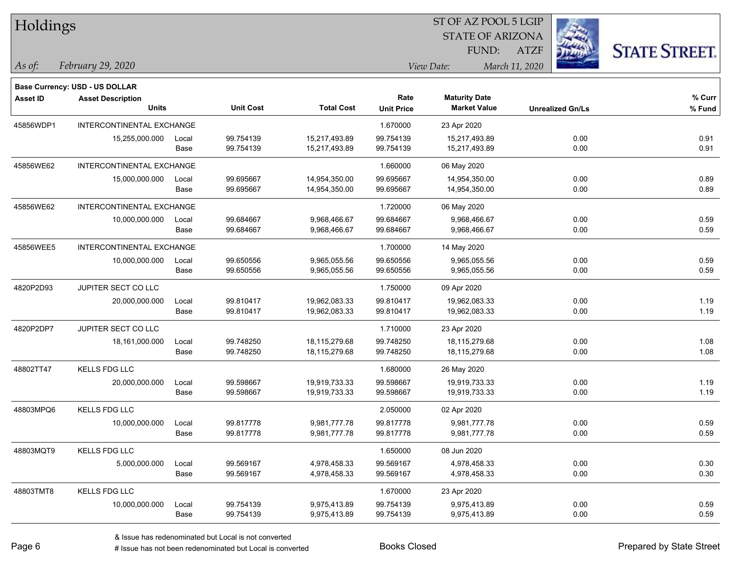# Holdings

ST OF AZ POOL 5 LGIP
STATE OF ARIZONA
FUND: ATZF

*As of:* *February 29, 2020*
*View Date:* *March 11, 2020*

**Base Currency: USD - US DOLLAR**

| Asset ID | Asset Description / Units | | Unit Cost | Total Cost | Rate / Unit Price | Maturity Date / Market Value | Unrealized Gn/Ls | % Curr / % Fund |
|---|---|---|---|---|---|---|---|---|
| 45856WDP1 | INTERCONTINENTAL EXCHANGE | | | | 1.670000 | 23 Apr 2020 | | |
| | 15,255,000.000 | Local | 99.754139 | 15,217,493.89 | 99.754139 | 15,217,493.89 | 0.00 | 0.91 |
| | | Base | 99.754139 | 15,217,493.89 | 99.754139 | 15,217,493.89 | 0.00 | 0.91 |
| 45856WE62 | INTERCONTINENTAL EXCHANGE | | | | 1.660000 | 06 May 2020 | | |
| | 15,000,000.000 | Local | 99.695667 | 14,954,350.00 | 99.695667 | 14,954,350.00 | 0.00 | 0.89 |
| | | Base | 99.695667 | 14,954,350.00 | 99.695667 | 14,954,350.00 | 0.00 | 0.89 |
| 45856WE62 | INTERCONTINENTAL EXCHANGE | | | | 1.720000 | 06 May 2020 | | |
| | 10,000,000.000 | Local | 99.684667 | 9,968,466.67 | 99.684667 | 9,968,466.67 | 0.00 | 0.59 |
| | | Base | 99.684667 | 9,968,466.67 | 99.684667 | 9,968,466.67 | 0.00 | 0.59 |
| 45856WEE5 | INTERCONTINENTAL EXCHANGE | | | | 1.700000 | 14 May 2020 | | |
| | 10,000,000.000 | Local | 99.650556 | 9,965,055.56 | 99.650556 | 9,965,055.56 | 0.00 | 0.59 |
| | | Base | 99.650556 | 9,965,055.56 | 99.650556 | 9,965,055.56 | 0.00 | 0.59 |
| 4820P2D93 | JUPITER SECT CO LLC | | | | 1.750000 | 09 Apr 2020 | | |
| | 20,000,000.000 | Local | 99.810417 | 19,962,083.33 | 99.810417 | 19,962,083.33 | 0.00 | 1.19 |
| | | Base | 99.810417 | 19,962,083.33 | 99.810417 | 19,962,083.33 | 0.00 | 1.19 |
| 4820P2DP7 | JUPITER SECT CO LLC | | | | 1.710000 | 23 Apr 2020 | | |
| | 18,161,000.000 | Local | 99.748250 | 18,115,279.68 | 99.748250 | 18,115,279.68 | 0.00 | 1.08 |
| | | Base | 99.748250 | 18,115,279.68 | 99.748250 | 18,115,279.68 | 0.00 | 1.08 |
| 48802TT47 | KELLS FDG LLC | | | | 1.680000 | 26 May 2020 | | |
| | 20,000,000.000 | Local | 99.598667 | 19,919,733.33 | 99.598667 | 19,919,733.33 | 0.00 | 1.19 |
| | | Base | 99.598667 | 19,919,733.33 | 99.598667 | 19,919,733.33 | 0.00 | 1.19 |
| 48803MPQ6 | KELLS FDG LLC | | | | 2.050000 | 02 Apr 2020 | | |
| | 10,000,000.000 | Local | 99.817778 | 9,981,777.78 | 99.817778 | 9,981,777.78 | 0.00 | 0.59 |
| | | Base | 99.817778 | 9,981,777.78 | 99.817778 | 9,981,777.78 | 0.00 | 0.59 |
| 48803MQT9 | KELLS FDG LLC | | | | 1.650000 | 08 Jun 2020 | | |
| | 5,000,000.000 | Local | 99.569167 | 4,978,458.33 | 99.569167 | 4,978,458.33 | 0.00 | 0.30 |
| | | Base | 99.569167 | 4,978,458.33 | 99.569167 | 4,978,458.33 | 0.00 | 0.30 |
| 48803TMT8 | KELLS FDG LLC | | | | 1.670000 | 23 Apr 2020 | | |
| | 10,000,000.000 | Local | 99.754139 | 9,975,413.89 | 99.754139 | 9,975,413.89 | 0.00 | 0.59 |
| | | Base | 99.754139 | 9,975,413.89 | 99.754139 | 9,975,413.89 | 0.00 | 0.59 |

& Issue has redenominated but Local is not converted
# Issue has not been redenominated but Local is converted

Books Closed

Prepared by State Street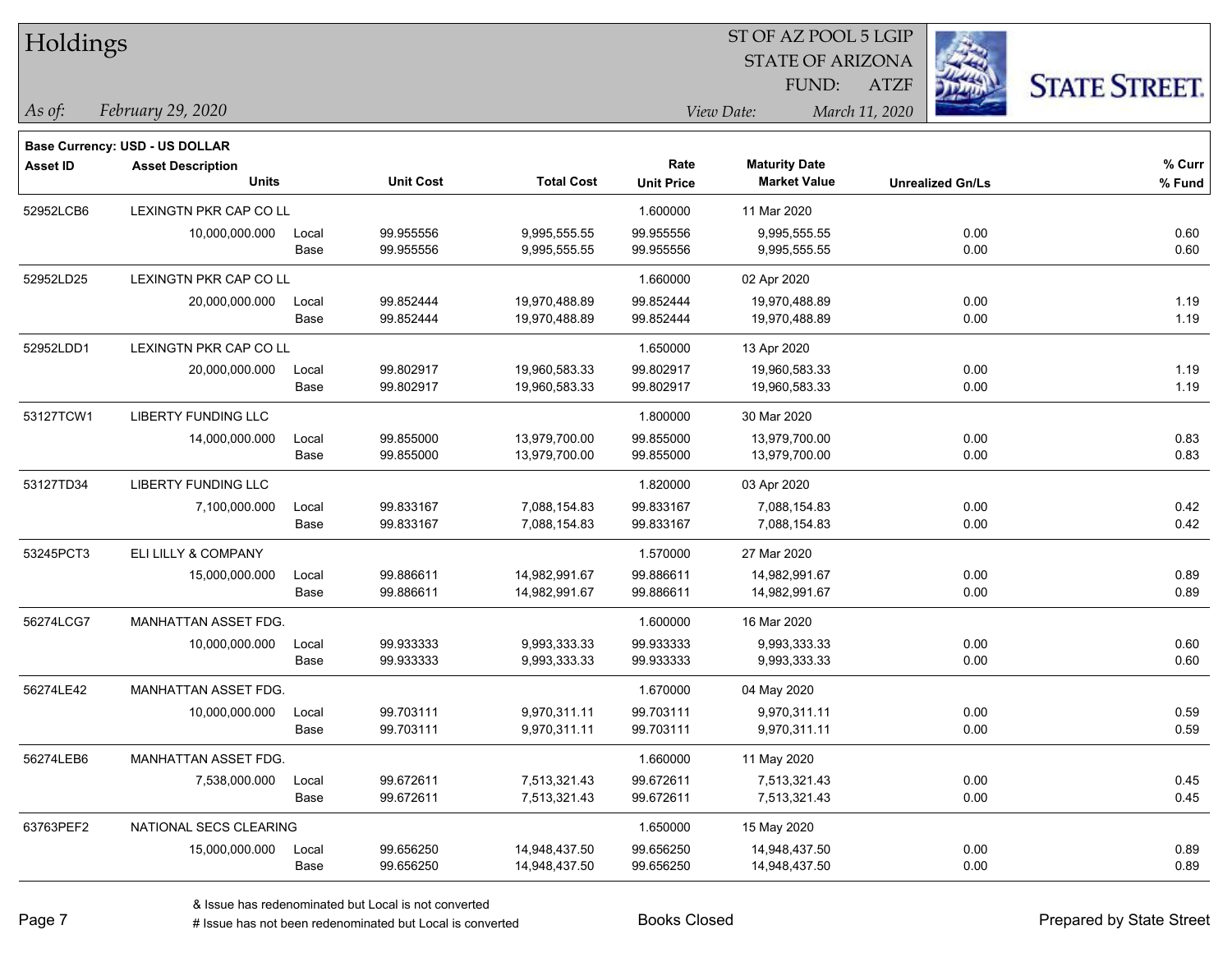# Holdings

ST OF AZ POOL 5 LGIP
STATE OF ARIZONA
FUND: ATZF

*As of:* *February 29, 2020*

*View Date:* *March 11, 2020*

**Base Currency: USD - US DOLLAR**

| Asset ID | Asset Description / Units | | Unit Cost | Total Cost | Rate / Unit Price | Maturity Date / Market Value | Unrealized Gn/Ls | % Curr / % Fund |
|---|---|---|---|---|---|---|---|---|
| 52952LCB6 | LEXINGTN PKR CAP CO LL | | | | 1.600000 | 11 Mar 2020 | | |
| | 10,000,000.000 | Local | 99.955556 | 9,995,555.55 | 99.955556 | 9,995,555.55 | 0.00 | 0.60 |
| | | Base | 99.955556 | 9,995,555.55 | 99.955556 | 9,995,555.55 | 0.00 | 0.60 |
| 52952LD25 | LEXINGTN PKR CAP CO LL | | | | 1.660000 | 02 Apr 2020 | | |
| | 20,000,000.000 | Local | 99.852444 | 19,970,488.89 | 99.852444 | 19,970,488.89 | 0.00 | 1.19 |
| | | Base | 99.852444 | 19,970,488.89 | 99.852444 | 19,970,488.89 | 0.00 | 1.19 |
| 52952LDD1 | LEXINGTN PKR CAP CO LL | | | | 1.650000 | 13 Apr 2020 | | |
| | 20,000,000.000 | Local | 99.802917 | 19,960,583.33 | 99.802917 | 19,960,583.33 | 0.00 | 1.19 |
| | | Base | 99.802917 | 19,960,583.33 | 99.802917 | 19,960,583.33 | 0.00 | 1.19 |
| 53127TCW1 | LIBERTY FUNDING LLC | | | | 1.800000 | 30 Mar 2020 | | |
| | 14,000,000.000 | Local | 99.855000 | 13,979,700.00 | 99.855000 | 13,979,700.00 | 0.00 | 0.83 |
| | | Base | 99.855000 | 13,979,700.00 | 99.855000 | 13,979,700.00 | 0.00 | 0.83 |
| 53127TD34 | LIBERTY FUNDING LLC | | | | 1.820000 | 03 Apr 2020 | | |
| | 7,100,000.000 | Local | 99.833167 | 7,088,154.83 | 99.833167 | 7,088,154.83 | 0.00 | 0.42 |
| | | Base | 99.833167 | 7,088,154.83 | 99.833167 | 7,088,154.83 | 0.00 | 0.42 |
| 53245PCT3 | ELI LILLY & COMPANY | | | | 1.570000 | 27 Mar 2020 | | |
| | 15,000,000.000 | Local | 99.886611 | 14,982,991.67 | 99.886611 | 14,982,991.67 | 0.00 | 0.89 |
| | | Base | 99.886611 | 14,982,991.67 | 99.886611 | 14,982,991.67 | 0.00 | 0.89 |
| 56274LCG7 | MANHATTAN ASSET FDG. | | | | 1.600000 | 16 Mar 2020 | | |
| | 10,000,000.000 | Local | 99.933333 | 9,993,333.33 | 99.933333 | 9,993,333.33 | 0.00 | 0.60 |
| | | Base | 99.933333 | 9,993,333.33 | 99.933333 | 9,993,333.33 | 0.00 | 0.60 |
| 56274LE42 | MANHATTAN ASSET FDG. | | | | 1.670000 | 04 May 2020 | | |
| | 10,000,000.000 | Local | 99.703111 | 9,970,311.11 | 99.703111 | 9,970,311.11 | 0.00 | 0.59 |
| | | Base | 99.703111 | 9,970,311.11 | 99.703111 | 9,970,311.11 | 0.00 | 0.59 |
| 56274LEB6 | MANHATTAN ASSET FDG. | | | | 1.660000 | 11 May 2020 | | |
| | 7,538,000.000 | Local | 99.672611 | 7,513,321.43 | 99.672611 | 7,513,321.43 | 0.00 | 0.45 |
| | | Base | 99.672611 | 7,513,321.43 | 99.672611 | 7,513,321.43 | 0.00 | 0.45 |
| 63763PEF2 | NATIONAL SECS CLEARING | | | | 1.650000 | 15 May 2020 | | |
| | 15,000,000.000 | Local | 99.656250 | 14,948,437.50 | 99.656250 | 14,948,437.50 | 0.00 | 0.89 |
| | | Base | 99.656250 | 14,948,437.50 | 99.656250 | 14,948,437.50 | 0.00 | 0.89 |

& Issue has redenominated but Local is not converted
# Issue has not been redenominated but Local is converted

Books Closed

Prepared by State Street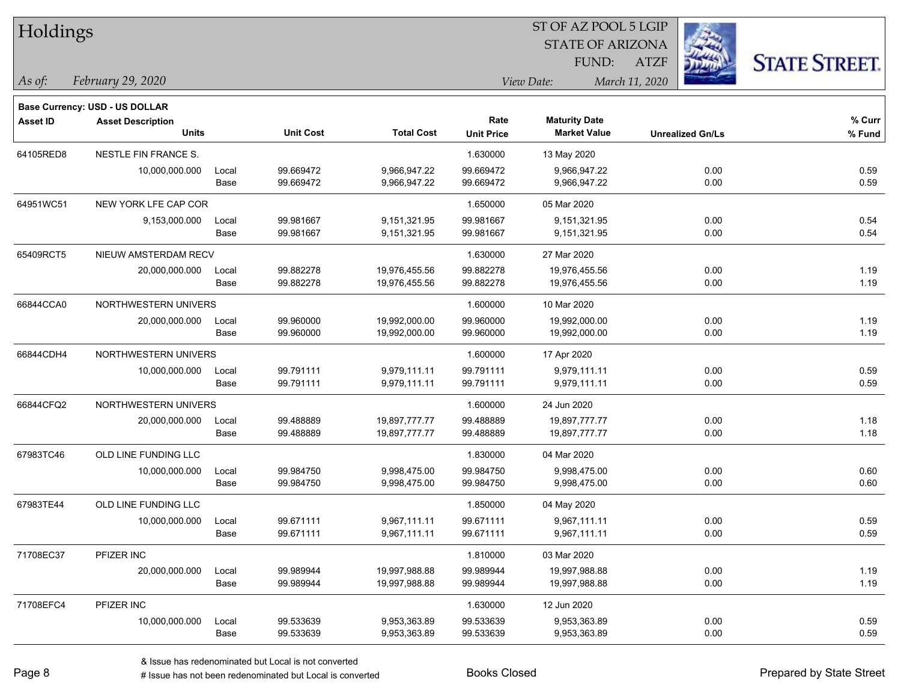# Holdings

ST OF AZ POOL 5 LGIP
STATE OF ARIZONA
FUND: ATZF

*As of:* *February 29, 2020*

*View Date:* *March 11, 2020*

STATE STREET.

**Base Currency: USD - US DOLLAR**

| Asset ID | Asset Description / Units | | Unit Cost | Total Cost | Rate / Unit Price | Maturity Date / Market Value | Unrealized Gn/Ls | % Curr / % Fund |
|---|---|---|---|---|---|---|---|---|
| 64105RED8 | NESTLE FIN FRANCE S. | | | | 1.630000 | 13 May 2020 | | |
| | 10,000,000.000 | Local | 99.669472 | 9,966,947.22 | 99.669472 | 9,966,947.22 | 0.00 | 0.59 |
| | | Base | 99.669472 | 9,966,947.22 | 99.669472 | 9,966,947.22 | 0.00 | 0.59 |
| 64951WC51 | NEW YORK LFE CAP COR | | | | 1.650000 | 05 Mar 2020 | | |
| | 9,153,000.000 | Local | 99.981667 | 9,151,321.95 | 99.981667 | 9,151,321.95 | 0.00 | 0.54 |
| | | Base | 99.981667 | 9,151,321.95 | 99.981667 | 9,151,321.95 | 0.00 | 0.54 |
| 65409RCT5 | NIEUW AMSTERDAM RECV | | | | 1.630000 | 27 Mar 2020 | | |
| | 20,000,000.000 | Local | 99.882278 | 19,976,455.56 | 99.882278 | 19,976,455.56 | 0.00 | 1.19 |
| | | Base | 99.882278 | 19,976,455.56 | 99.882278 | 19,976,455.56 | 0.00 | 1.19 |
| 66844CCA0 | NORTHWESTERN UNIVERS | | | | 1.600000 | 10 Mar 2020 | | |
| | 20,000,000.000 | Local | 99.960000 | 19,992,000.00 | 99.960000 | 19,992,000.00 | 0.00 | 1.19 |
| | | Base | 99.960000 | 19,992,000.00 | 99.960000 | 19,992,000.00 | 0.00 | 1.19 |
| 66844CDH4 | NORTHWESTERN UNIVERS | | | | 1.600000 | 17 Apr 2020 | | |
| | 10,000,000.000 | Local | 99.791111 | 9,979,111.11 | 99.791111 | 9,979,111.11 | 0.00 | 0.59 |
| | | Base | 99.791111 | 9,979,111.11 | 99.791111 | 9,979,111.11 | 0.00 | 0.59 |
| 66844CFQ2 | NORTHWESTERN UNIVERS | | | | 1.600000 | 24 Jun 2020 | | |
| | 20,000,000.000 | Local | 99.488889 | 19,897,777.77 | 99.488889 | 19,897,777.77 | 0.00 | 1.18 |
| | | Base | 99.488889 | 19,897,777.77 | 99.488889 | 19,897,777.77 | 0.00 | 1.18 |
| 67983TC46 | OLD LINE FUNDING LLC | | | | 1.830000 | 04 Mar 2020 | | |
| | 10,000,000.000 | Local | 99.984750 | 9,998,475.00 | 99.984750 | 9,998,475.00 | 0.00 | 0.60 |
| | | Base | 99.984750 | 9,998,475.00 | 99.984750 | 9,998,475.00 | 0.00 | 0.60 |
| 67983TE44 | OLD LINE FUNDING LLC | | | | 1.850000 | 04 May 2020 | | |
| | 10,000,000.000 | Local | 99.671111 | 9,967,111.11 | 99.671111 | 9,967,111.11 | 0.00 | 0.59 |
| | | Base | 99.671111 | 9,967,111.11 | 99.671111 | 9,967,111.11 | 0.00 | 0.59 |
| 71708EC37 | PFIZER INC | | | | 1.810000 | 03 Mar 2020 | | |
| | 20,000,000.000 | Local | 99.989944 | 19,997,988.88 | 99.989944 | 19,997,988.88 | 0.00 | 1.19 |
| | | Base | 99.989944 | 19,997,988.88 | 99.989944 | 19,997,988.88 | 0.00 | 1.19 |
| 71708EFC4 | PFIZER INC | | | | 1.630000 | 12 Jun 2020 | | |
| | 10,000,000.000 | Local | 99.533639 | 9,953,363.89 | 99.533639 | 9,953,363.89 | 0.00 | 0.59 |
| | | Base | 99.533639 | 9,953,363.89 | 99.533639 | 9,953,363.89 | 0.00 | 0.59 |

& Issue has redenominated but Local is not converted
# Issue has not been redenominated but Local is converted

Books Closed

Prepared by State Street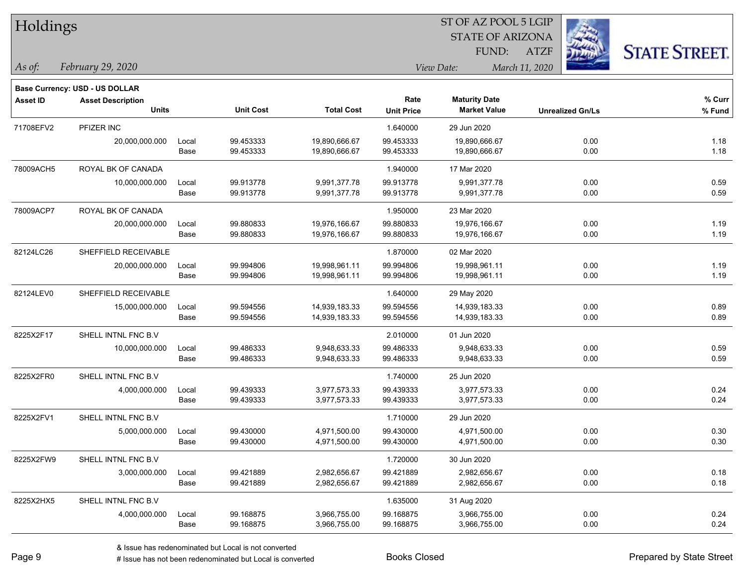# Holdings

ST OF AZ POOL 5 LGIP
STATE OF ARIZONA
FUND: ATZF

*As of:* *February 29, 2020*

*View Date:* *March 11, 2020*

**Base Currency: USD - US DOLLAR**

| Asset ID | Asset Description / Units | | Unit Cost | Total Cost | Rate / Unit Price | Maturity Date / Market Value | Unrealized Gn/Ls | % Curr / % Fund |
|---|---|---|---|---|---|---|---|---|
| 71708EFV2 | PFIZER INC | | | | 1.640000 | 29 Jun 2020 | | |
| | 20,000,000.000 | Local | 99.453333 | 19,890,666.67 | 99.453333 | 19,890,666.67 | 0.00 | 1.18 |
| | | Base | 99.453333 | 19,890,666.67 | 99.453333 | 19,890,666.67 | 0.00 | 1.18 |
| 78009ACH5 | ROYAL BK OF CANADA | | | | 1.940000 | 17 Mar 2020 | | |
| | 10,000,000.000 | Local | 99.913778 | 9,991,377.78 | 99.913778 | 9,991,377.78 | 0.00 | 0.59 |
| | | Base | 99.913778 | 9,991,377.78 | 99.913778 | 9,991,377.78 | 0.00 | 0.59 |
| 78009ACP7 | ROYAL BK OF CANADA | | | | 1.950000 | 23 Mar 2020 | | |
| | 20,000,000.000 | Local | 99.880833 | 19,976,166.67 | 99.880833 | 19,976,166.67 | 0.00 | 1.19 |
| | | Base | 99.880833 | 19,976,166.67 | 99.880833 | 19,976,166.67 | 0.00 | 1.19 |
| 82124LC26 | SHEFFIELD RECEIVABLE | | | | 1.870000 | 02 Mar 2020 | | |
| | 20,000,000.000 | Local | 99.994806 | 19,998,961.11 | 99.994806 | 19,998,961.11 | 0.00 | 1.19 |
| | | Base | 99.994806 | 19,998,961.11 | 99.994806 | 19,998,961.11 | 0.00 | 1.19 |
| 82124LEV0 | SHEFFIELD RECEIVABLE | | | | 1.640000 | 29 May 2020 | | |
| | 15,000,000.000 | Local | 99.594556 | 14,939,183.33 | 99.594556 | 14,939,183.33 | 0.00 | 0.89 |
| | | Base | 99.594556 | 14,939,183.33 | 99.594556 | 14,939,183.33 | 0.00 | 0.89 |
| 8225X2F17 | SHELL INTNL FNC B.V | | | | 2.010000 | 01 Jun 2020 | | |
| | 10,000,000.000 | Local | 99.486333 | 9,948,633.33 | 99.486333 | 9,948,633.33 | 0.00 | 0.59 |
| | | Base | 99.486333 | 9,948,633.33 | 99.486333 | 9,948,633.33 | 0.00 | 0.59 |
| 8225X2FR0 | SHELL INTNL FNC B.V | | | | 1.740000 | 25 Jun 2020 | | |
| | 4,000,000.000 | Local | 99.439333 | 3,977,573.33 | 99.439333 | 3,977,573.33 | 0.00 | 0.24 |
| | | Base | 99.439333 | 3,977,573.33 | 99.439333 | 3,977,573.33 | 0.00 | 0.24 |
| 8225X2FV1 | SHELL INTNL FNC B.V | | | | 1.710000 | 29 Jun 2020 | | |
| | 5,000,000.000 | Local | 99.430000 | 4,971,500.00 | 99.430000 | 4,971,500.00 | 0.00 | 0.30 |
| | | Base | 99.430000 | 4,971,500.00 | 99.430000 | 4,971,500.00 | 0.00 | 0.30 |
| 8225X2FW9 | SHELL INTNL FNC B.V | | | | 1.720000 | 30 Jun 2020 | | |
| | 3,000,000.000 | Local | 99.421889 | 2,982,656.67 | 99.421889 | 2,982,656.67 | 0.00 | 0.18 |
| | | Base | 99.421889 | 2,982,656.67 | 99.421889 | 2,982,656.67 | 0.00 | 0.18 |
| 8225X2HX5 | SHELL INTNL FNC B.V | | | | 1.635000 | 31 Aug 2020 | | |
| | 4,000,000.000 | Local | 99.168875 | 3,966,755.00 | 99.168875 | 3,966,755.00 | 0.00 | 0.24 |
| | | Base | 99.168875 | 3,966,755.00 | 99.168875 | 3,966,755.00 | 0.00 | 0.24 |

& Issue has redenominated but Local is not converted
# Issue has not been redenominated but Local is converted

Books Closed

Prepared by State Street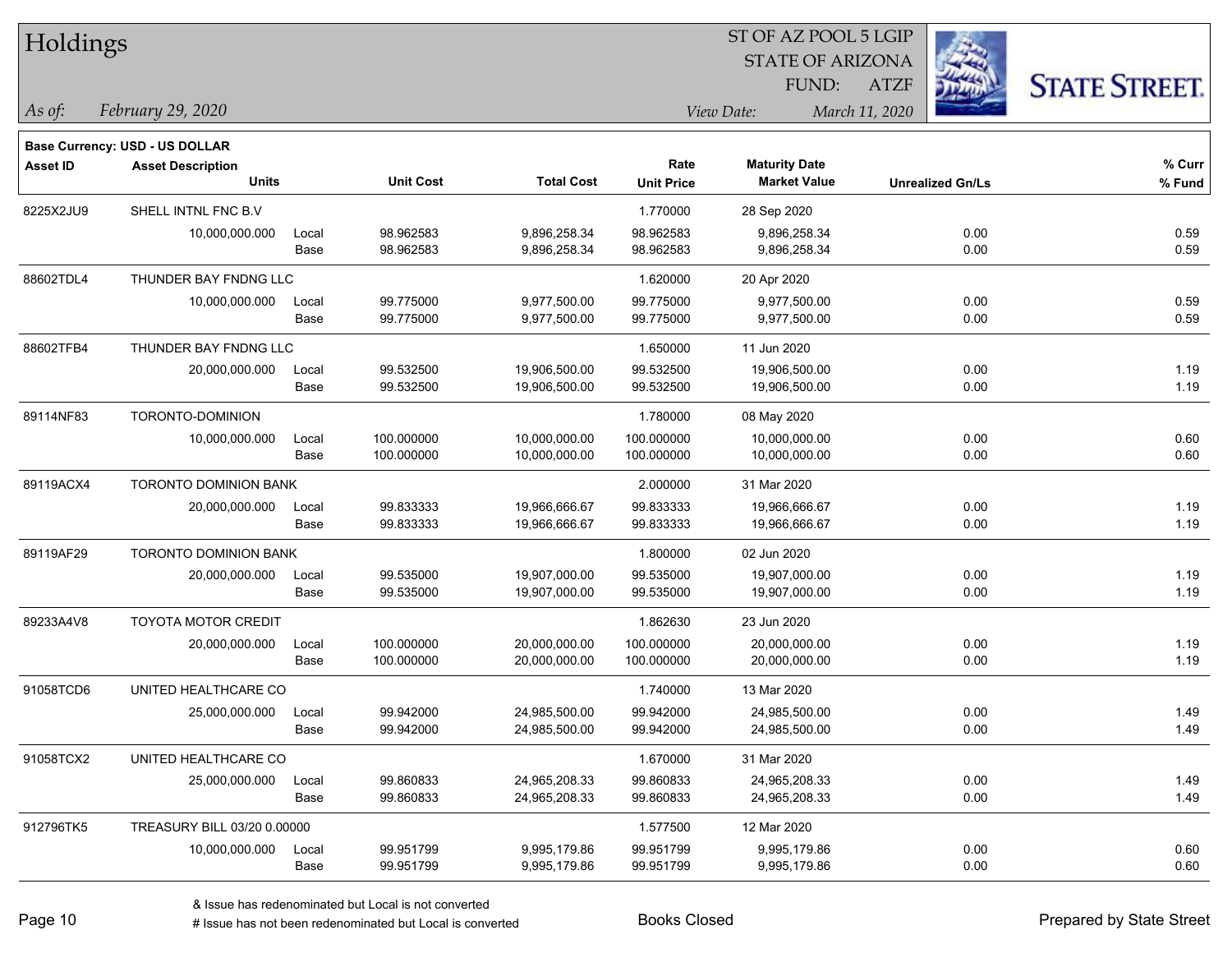# Holdings

ST OF AZ POOL 5 LGIP
STATE OF ARIZONA
FUND: ATZF

*As of:* *February 29, 2020*

*View Date:* *March 11, 2020*

**Base Currency: USD - US DOLLAR**

| Asset ID | Asset Description / Units | | Unit Cost | Total Cost | Rate / Unit Price | Maturity Date / Market Value | Unrealized Gn/Ls | % Curr / % Fund |
|---|---|---|---|---|---|---|---|---|
| 8225X2JU9 | SHELL INTNL FNC B.V | | | | 1.770000 | 28 Sep 2020 | | |
| | 10,000,000.000 | Local | 98.962583 | 9,896,258.34 | 98.962583 | 9,896,258.34 | 0.00 | 0.59 |
| | | Base | 98.962583 | 9,896,258.34 | 98.962583 | 9,896,258.34 | 0.00 | 0.59 |
| 88602TDL4 | THUNDER BAY FNDNG LLC | | | | 1.620000 | 20 Apr 2020 | | |
| | 10,000,000.000 | Local | 99.775000 | 9,977,500.00 | 99.775000 | 9,977,500.00 | 0.00 | 0.59 |
| | | Base | 99.775000 | 9,977,500.00 | 99.775000 | 9,977,500.00 | 0.00 | 0.59 |
| 88602TFB4 | THUNDER BAY FNDNG LLC | | | | 1.650000 | 11 Jun 2020 | | |
| | 20,000,000.000 | Local | 99.532500 | 19,906,500.00 | 99.532500 | 19,906,500.00 | 0.00 | 1.19 |
| | | Base | 99.532500 | 19,906,500.00 | 99.532500 | 19,906,500.00 | 0.00 | 1.19 |
| 89114NF83 | TORONTO-DOMINION | | | | 1.780000 | 08 May 2020 | | |
| | 10,000,000.000 | Local | 100.000000 | 10,000,000.00 | 100.000000 | 10,000,000.00 | 0.00 | 0.60 |
| | | Base | 100.000000 | 10,000,000.00 | 100.000000 | 10,000,000.00 | 0.00 | 0.60 |
| 89119ACX4 | TORONTO DOMINION BANK | | | | 2.000000 | 31 Mar 2020 | | |
| | 20,000,000.000 | Local | 99.833333 | 19,966,666.67 | 99.833333 | 19,966,666.67 | 0.00 | 1.19 |
| | | Base | 99.833333 | 19,966,666.67 | 99.833333 | 19,966,666.67 | 0.00 | 1.19 |
| 89119AF29 | TORONTO DOMINION BANK | | | | 1.800000 | 02 Jun 2020 | | |
| | 20,000,000.000 | Local | 99.535000 | 19,907,000.00 | 99.535000 | 19,907,000.00 | 0.00 | 1.19 |
| | | Base | 99.535000 | 19,907,000.00 | 99.535000 | 19,907,000.00 | 0.00 | 1.19 |
| 89233A4V8 | TOYOTA MOTOR CREDIT | | | | 1.862630 | 23 Jun 2020 | | |
| | 20,000,000.000 | Local | 100.000000 | 20,000,000.00 | 100.000000 | 20,000,000.00 | 0.00 | 1.19 |
| | | Base | 100.000000 | 20,000,000.00 | 100.000000 | 20,000,000.00 | 0.00 | 1.19 |
| 91058TCD6 | UNITED HEALTHCARE CO | | | | 1.740000 | 13 Mar 2020 | | |
| | 25,000,000.000 | Local | 99.942000 | 24,985,500.00 | 99.942000 | 24,985,500.00 | 0.00 | 1.49 |
| | | Base | 99.942000 | 24,985,500.00 | 99.942000 | 24,985,500.00 | 0.00 | 1.49 |
| 91058TCX2 | UNITED HEALTHCARE CO | | | | 1.670000 | 31 Mar 2020 | | |
| | 25,000,000.000 | Local | 99.860833 | 24,965,208.33 | 99.860833 | 24,965,208.33 | 0.00 | 1.49 |
| | | Base | 99.860833 | 24,965,208.33 | 99.860833 | 24,965,208.33 | 0.00 | 1.49 |
| 912796TK5 | TREASURY BILL 03/20 0.00000 | | | | 1.577500 | 12 Mar 2020 | | |
| | 10,000,000.000 | Local | 99.951799 | 9,995,179.86 | 99.951799 | 9,995,179.86 | 0.00 | 0.60 |
| | | Base | 99.951799 | 9,995,179.86 | 99.951799 | 9,995,179.86 | 0.00 | 0.60 |

& Issue has redenominated but Local is not converted
# Issue has not been redenominated but Local is converted

Books Closed

Prepared by State Street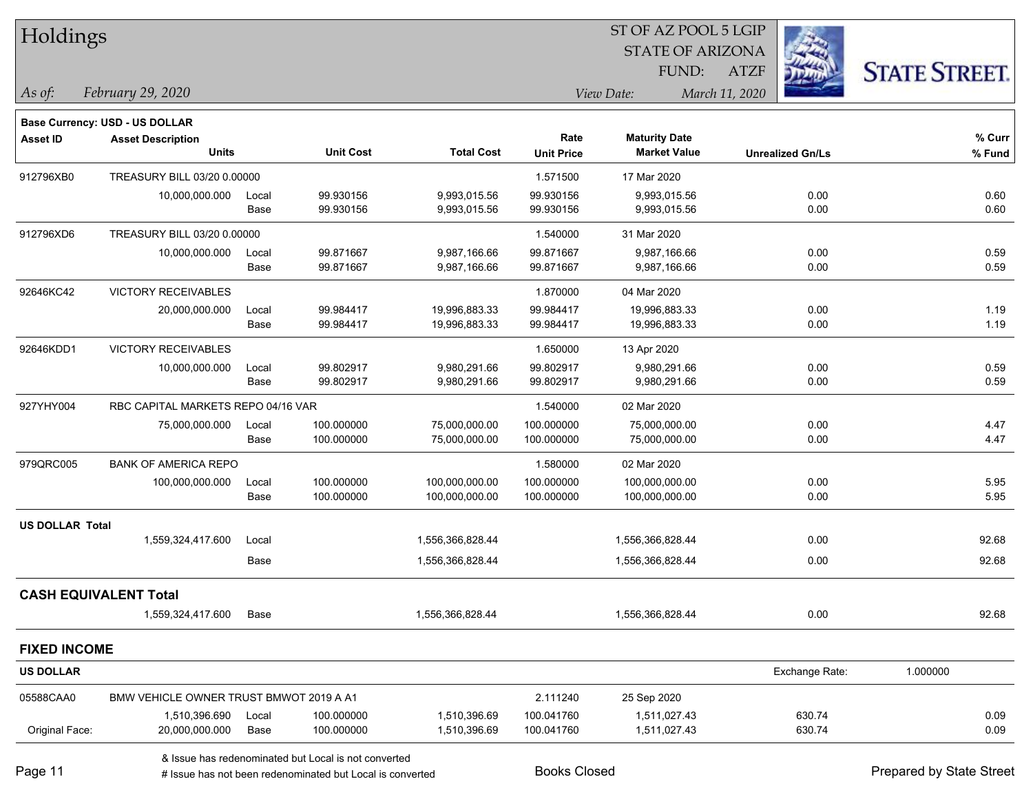# Holdings

ST OF AZ POOL 5 LGIP
STATE OF ARIZONA
FUND: ATZF

*As of:* *February 29, 2020*
*View Date:* *March 11, 2020*

**Base Currency: USD - US DOLLAR**

| Asset ID | Asset Description / Units | | Unit Cost | Total Cost | Rate / Unit Price | Maturity Date / Market Value | Unrealized Gn/Ls | % Curr / % Fund |
|---|---|---|---|---|---|---|---|---|
| 912796XB0 | TREASURY BILL 03/20 0.00000 | | | | 1.571500 | 17 Mar 2020 | | |
| | 10,000,000.000 | Local | 99.930156 | 9,993,015.56 | 99.930156 | 9,993,015.56 | 0.00 | 0.60 |
| | | Base | 99.930156 | 9,993,015.56 | 99.930156 | 9,993,015.56 | 0.00 | 0.60 |
| 912796XD6 | TREASURY BILL 03/20 0.00000 | | | | 1.540000 | 31 Mar 2020 | | |
| | 10,000,000.000 | Local | 99.871667 | 9,987,166.66 | 99.871667 | 9,987,166.66 | 0.00 | 0.59 |
| | | Base | 99.871667 | 9,987,166.66 | 99.871667 | 9,987,166.66 | 0.00 | 0.59 |
| 92646KC42 | VICTORY RECEIVABLES | | | | 1.870000 | 04 Mar 2020 | | |
| | 20,000,000.000 | Local | 99.984417 | 19,996,883.33 | 99.984417 | 19,996,883.33 | 0.00 | 1.19 |
| | | Base | 99.984417 | 19,996,883.33 | 99.984417 | 19,996,883.33 | 0.00 | 1.19 |
| 92646KDD1 | VICTORY RECEIVABLES | | | | 1.650000 | 13 Apr 2020 | | |
| | 10,000,000.000 | Local | 99.802917 | 9,980,291.66 | 99.802917 | 9,980,291.66 | 0.00 | 0.59 |
| | | Base | 99.802917 | 9,980,291.66 | 99.802917 | 9,980,291.66 | 0.00 | 0.59 |
| 927YHY004 | RBC CAPITAL MARKETS REPO 04/16 VAR | | | | 1.540000 | 02 Mar 2020 | | |
| | 75,000,000.000 | Local | 100.000000 | 75,000,000.00 | 100.000000 | 75,000,000.00 | 0.00 | 4.47 |
| | | Base | 100.000000 | 75,000,000.00 | 100.000000 | 75,000,000.00 | 0.00 | 4.47 |
| 979QRC005 | BANK OF AMERICA REPO | | | | 1.580000 | 02 Mar 2020 | | |
| | 100,000,000.000 | Local | 100.000000 | 100,000,000.00 | 100.000000 | 100,000,000.00 | 0.00 | 5.95 |
| | | Base | 100.000000 | 100,000,000.00 | 100.000000 | 100,000,000.00 | 0.00 | 5.95 |
| **US DOLLAR Total** | | | | | | | | |
| | 1,559,324,417.600 | Local | | 1,556,366,828.44 | | 1,556,366,828.44 | 0.00 | 92.68 |
| | | Base | | 1,556,366,828.44 | | 1,556,366,828.44 | 0.00 | 92.68 |

## CASH EQUIVALENT Total

| | Units | | Total Cost | Market Value | Unrealized Gn/Ls | % Fund |
|---|---|---|---|---|---|---|
| | 1,559,324,417.600 | Base | 1,556,366,828.44 | 1,556,366,828.44 | 0.00 | 92.68 |

## FIXED INCOME

**US DOLLAR** — Exchange Rate: 1.000000

| Asset ID | Asset Description / Units | | Unit Cost | Total Cost | Rate / Unit Price | Maturity Date / Market Value | Unrealized Gn/Ls | % Curr / % Fund |
|---|---|---|---|---|---|---|---|---|
| 05588CAA0 | BMW VEHICLE OWNER TRUST BMWOT 2019 A A1 | | | | 2.111240 | 25 Sep 2020 | | |
| | 1,510,396.690 | Local | 100.000000 | 1,510,396.69 | 100.041760 | 1,511,027.43 | 630.74 | 0.09 |
| Original Face: | 20,000,000.000 | Base | 100.000000 | 1,510,396.69 | 100.041760 | 1,511,027.43 | 630.74 | 0.09 |

& Issue has redenominated but Local is not converted
# Issue has not been redenominated but Local is converted

Books Closed

Prepared by State Street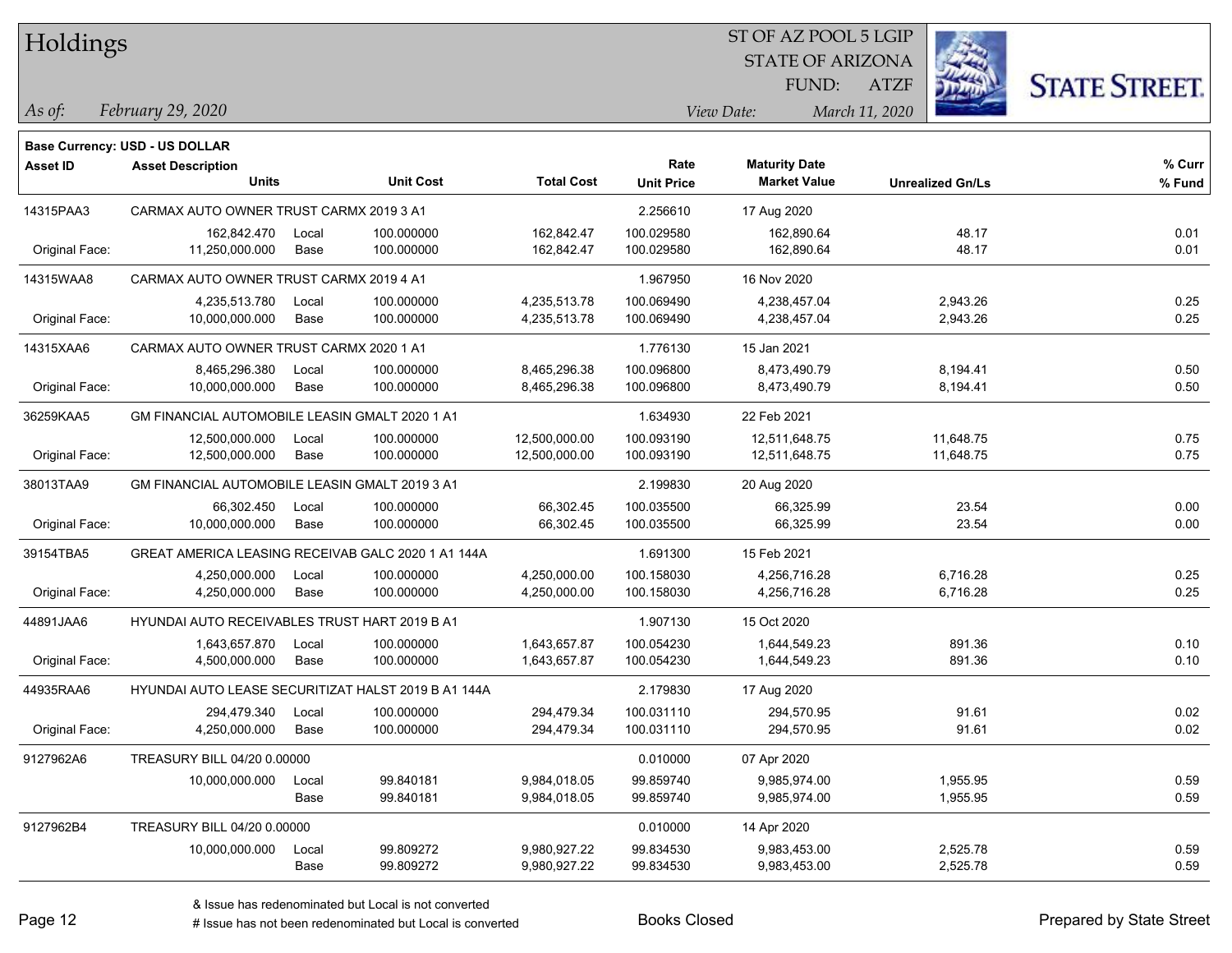# Holdings

ST OF AZ POOL 5 LGIP
STATE OF ARIZONA
FUND: ATZF

*As of:* *February 29, 2020*
*View Date:* *March 11, 2020*

**Base Currency: USD - US DOLLAR**

| Asset ID | Asset Description / Units | | Unit Cost | Total Cost | Rate / Unit Price | Maturity Date / Market Value | Unrealized Gn/Ls | % Curr / % Fund |
|---|---|---|---|---|---|---|---|---|
| 14315PAA3 | CARMAX AUTO OWNER TRUST CARMX 2019 3 A1 | | | | 2.256610 | 17 Aug 2020 | | |
| | 162,842.470 | Local | 100.000000 | 162,842.47 | 100.029580 | 162,890.64 | 48.17 | 0.01 |
| Original Face: | 11,250,000.000 | Base | 100.000000 | 162,842.47 | 100.029580 | 162,890.64 | 48.17 | 0.01 |
| 14315WAA8 | CARMAX AUTO OWNER TRUST CARMX 2019 4 A1 | | | | 1.967950 | 16 Nov 2020 | | |
| | 4,235,513.780 | Local | 100.000000 | 4,235,513.78 | 100.069490 | 4,238,457.04 | 2,943.26 | 0.25 |
| Original Face: | 10,000,000.000 | Base | 100.000000 | 4,235,513.78 | 100.069490 | 4,238,457.04 | 2,943.26 | 0.25 |
| 14315XAA6 | CARMAX AUTO OWNER TRUST CARMX 2020 1 A1 | | | | 1.776130 | 15 Jan 2021 | | |
| | 8,465,296.380 | Local | 100.000000 | 8,465,296.38 | 100.096800 | 8,473,490.79 | 8,194.41 | 0.50 |
| Original Face: | 10,000,000.000 | Base | 100.000000 | 8,465,296.38 | 100.096800 | 8,473,490.79 | 8,194.41 | 0.50 |
| 36259KAA5 | GM FINANCIAL AUTOMOBILE LEASIN GMALT 2020 1 A1 | | | | 1.634930 | 22 Feb 2021 | | |
| | 12,500,000.000 | Local | 100.000000 | 12,500,000.00 | 100.093190 | 12,511,648.75 | 11,648.75 | 0.75 |
| Original Face: | 12,500,000.000 | Base | 100.000000 | 12,500,000.00 | 100.093190 | 12,511,648.75 | 11,648.75 | 0.75 |
| 38013TAA9 | GM FINANCIAL AUTOMOBILE LEASIN GMALT 2019 3 A1 | | | | 2.199830 | 20 Aug 2020 | | |
| | 66,302.450 | Local | 100.000000 | 66,302.45 | 100.035500 | 66,325.99 | 23.54 | 0.00 |
| Original Face: | 10,000,000.000 | Base | 100.000000 | 66,302.45 | 100.035500 | 66,325.99 | 23.54 | 0.00 |
| 39154TBA5 | GREAT AMERICA LEASING RECEIVAB GALC 2020 1 A1 144A | | | | 1.691300 | 15 Feb 2021 | | |
| | 4,250,000.000 | Local | 100.000000 | 4,250,000.00 | 100.158030 | 4,256,716.28 | 6,716.28 | 0.25 |
| Original Face: | 4,250,000.000 | Base | 100.000000 | 4,250,000.00 | 100.158030 | 4,256,716.28 | 6,716.28 | 0.25 |
| 44891JAA6 | HYUNDAI AUTO RECEIVABLES TRUST HART 2019 B A1 | | | | 1.907130 | 15 Oct 2020 | | |
| | 1,643,657.870 | Local | 100.000000 | 1,643,657.87 | 100.054230 | 1,644,549.23 | 891.36 | 0.10 |
| Original Face: | 4,500,000.000 | Base | 100.000000 | 1,643,657.87 | 100.054230 | 1,644,549.23 | 891.36 | 0.10 |
| 44935RAA6 | HYUNDAI AUTO LEASE SECURITIZAT HALST 2019 B A1 144A | | | | 2.179830 | 17 Aug 2020 | | |
| | 294,479.340 | Local | 100.000000 | 294,479.34 | 100.031110 | 294,570.95 | 91.61 | 0.02 |
| Original Face: | 4,250,000.000 | Base | 100.000000 | 294,479.34 | 100.031110 | 294,570.95 | 91.61 | 0.02 |
| 9127962A6 | TREASURY BILL 04/20 0.00000 | | | | 0.010000 | 07 Apr 2020 | | |
| | 10,000,000.000 | Local | 99.840181 | 9,984,018.05 | 99.859740 | 9,985,974.00 | 1,955.95 | 0.59 |
| | | Base | 99.840181 | 9,984,018.05 | 99.859740 | 9,985,974.00 | 1,955.95 | 0.59 |
| 9127962B4 | TREASURY BILL 04/20 0.00000 | | | | 0.010000 | 14 Apr 2020 | | |
| | 10,000,000.000 | Local | 99.809272 | 9,980,927.22 | 99.834530 | 9,983,453.00 | 2,525.78 | 0.59 |
| | | Base | 99.809272 | 9,980,927.22 | 99.834530 | 9,983,453.00 | 2,525.78 | 0.59 |

& Issue has redenominated but Local is not converted
# Issue has not been redenominated but Local is converted

Books Closed

Prepared by State Street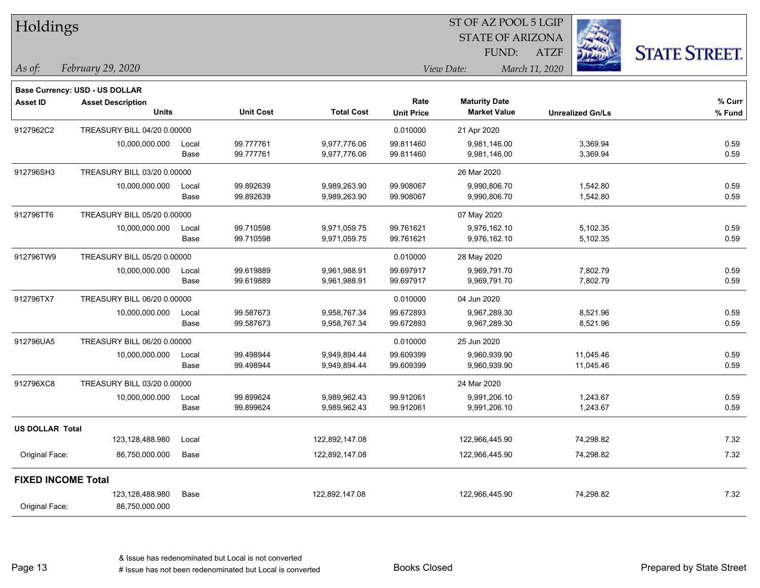# Holdings

ST OF AZ POOL 5 LGIP
STATE OF ARIZONA
FUND: ATZF

*As of:* *February 29, 2020*

*View Date:* *March 11, 2020*

**Base Currency: USD - US DOLLAR**

| Asset ID | Asset Description / Units | | Unit Cost | Total Cost | Rate / Unit Price | Maturity Date / Market Value | Unrealized Gn/Ls | % Curr / % Fund |
|---|---|---|---|---|---|---|---|---|
| 9127962C2 | TREASURY BILL 04/20 0.00000 | | | | 0.010000 | 21 Apr 2020 | | |
| | 10,000,000.000 | Local | 99.777761 | 9,977,776.06 | 99.811460 | 9,981,146.00 | 3,369.94 | 0.59 |
| | | Base | 99.777761 | 9,977,776.06 | 99.811460 | 9,981,146.00 | 3,369.94 | 0.59 |
| 912796SH3 | TREASURY BILL 03/20 0.00000 | | | | | 26 Mar 2020 | | |
| | 10,000,000.000 | Local | 99.892639 | 9,989,263.90 | 99.908067 | 9,990,806.70 | 1,542.80 | 0.59 |
| | | Base | 99.892639 | 9,989,263.90 | 99.908067 | 9,990,806.70 | 1,542.80 | 0.59 |
| 912796TT6 | TREASURY BILL 05/20 0.00000 | | | | | 07 May 2020 | | |
| | 10,000,000.000 | Local | 99.710598 | 9,971,059.75 | 99.761621 | 9,976,162.10 | 5,102.35 | 0.59 |
| | | Base | 99.710598 | 9,971,059.75 | 99.761621 | 9,976,162.10 | 5,102.35 | 0.59 |
| 912796TW9 | TREASURY BILL 05/20 0.00000 | | | | 0.010000 | 28 May 2020 | | |
| | 10,000,000.000 | Local | 99.619889 | 9,961,988.91 | 99.697917 | 9,969,791.70 | 7,802.79 | 0.59 |
| | | Base | 99.619889 | 9,961,988.91 | 99.697917 | 9,969,791.70 | 7,802.79 | 0.59 |
| 912796TX7 | TREASURY BILL 06/20 0.00000 | | | | 0.010000 | 04 Jun 2020 | | |
| | 10,000,000.000 | Local | 99.587673 | 9,958,767.34 | 99.672893 | 9,967,289.30 | 8,521.96 | 0.59 |
| | | Base | 99.587673 | 9,958,767.34 | 99.672893 | 9,967,289.30 | 8,521.96 | 0.59 |
| 912796UA5 | TREASURY BILL 06/20 0.00000 | | | | 0.010000 | 25 Jun 2020 | | |
| | 10,000,000.000 | Local | 99.498944 | 9,949,894.44 | 99.609399 | 9,960,939.90 | 11,045.46 | 0.59 |
| | | Base | 99.498944 | 9,949,894.44 | 99.609399 | 9,960,939.90 | 11,045.46 | 0.59 |
| 912796XC8 | TREASURY BILL 03/20 0.00000 | | | | | 24 Mar 2020 | | |
| | 10,000,000.000 | Local | 99.899624 | 9,989,962.43 | 99.912061 | 9,991,206.10 | 1,243.67 | 0.59 |
| | | Base | 99.899624 | 9,989,962.43 | 99.912061 | 9,991,206.10 | 1,243.67 | 0.59 |
| **US DOLLAR Total** | | | | | | | | |
| | 123,128,488.980 | Local | | 122,892,147.08 | | 122,966,445.90 | 74,298.82 | 7.32 |
| Original Face: | 86,750,000.000 | Base | | 122,892,147.08 | | 122,966,445.90 | 74,298.82 | 7.32 |
| **FIXED INCOME Total** | | | | | | | | |
| | 123,128,488.980 | Base | | 122,892,147.08 | | 122,966,445.90 | 74,298.82 | 7.32 |
| Original Face: | 86,750,000.000 | | | | | | | |

& Issue has redenominated but Local is not converted
# Issue has not been redenominated but Local is converted

Books Closed

Prepared by State Street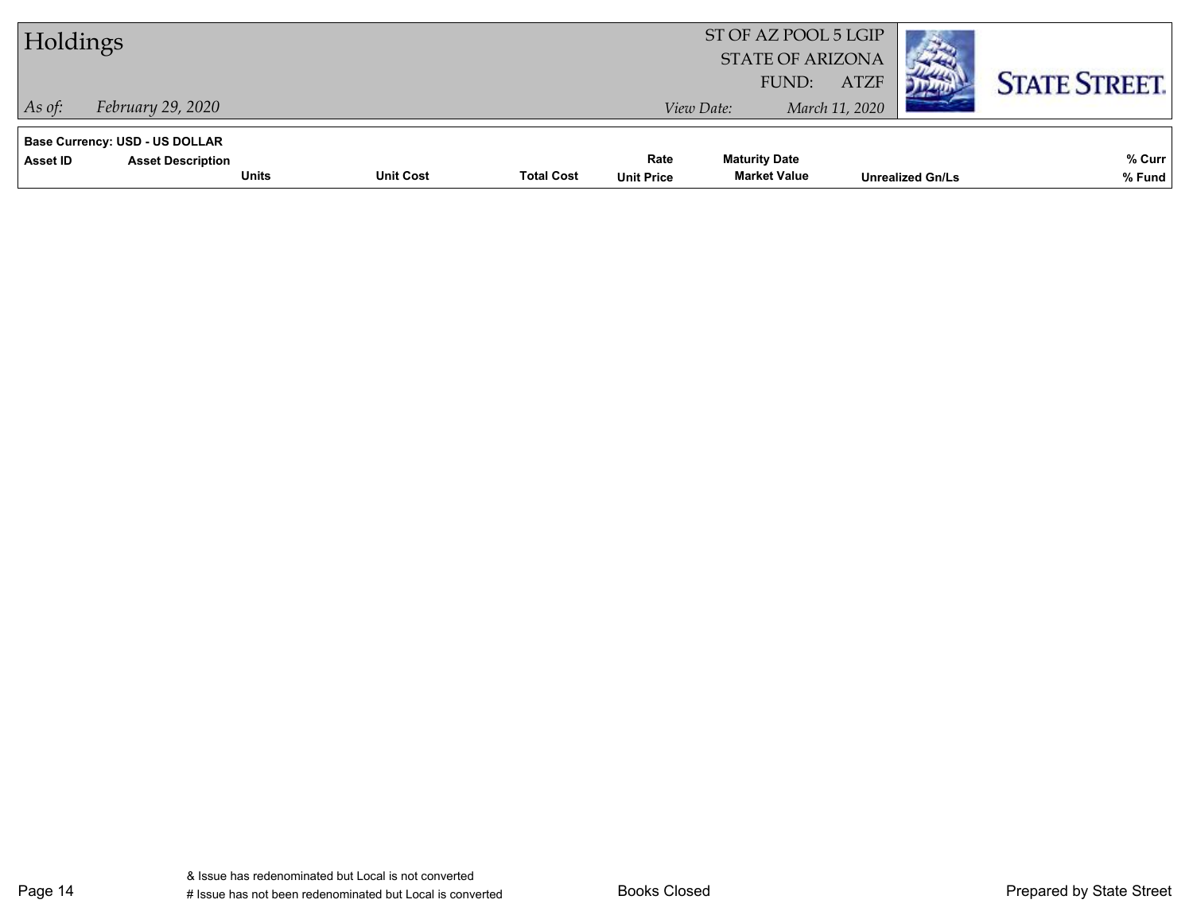# Holdings

ST OF AZ POOL 5 LGIP
STATE OF ARIZONA
FUND: ATZF

*As of:* *February 29, 2020*

*View Date:* *March 11, 2020*

**Base Currency: USD - US DOLLAR**

| Asset ID | Asset Description | Units | Unit Cost | Total Cost | Rate / Unit Price | Maturity Date / Market Value | Unrealized Gn/Ls | % Curr / % Fund |
|---|---|---|---|---|---|---|---|---|

& Issue has redenominated but Local is not converted
# Issue has not been redenominated but Local is converted

Books Closed

Prepared by State Street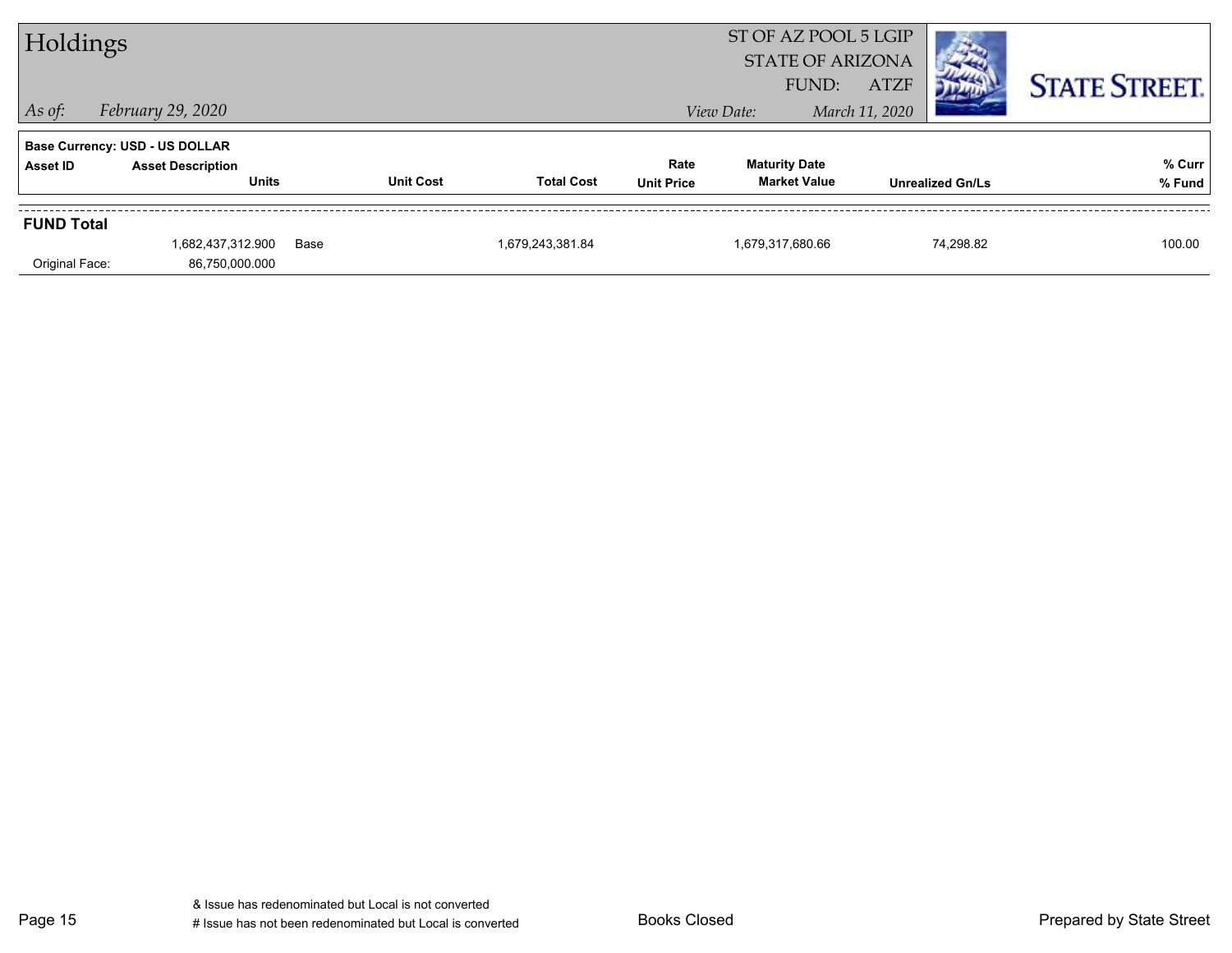# Holdings

ST OF AZ POOL 5 LGIP
STATE OF ARIZONA
FUND: ATZF

*As of:* *February 29, 2020*

*View Date:* *March 11, 2020*

STATE STREET.

**Base Currency: USD - US DOLLAR**

| Asset ID | Asset Description / Units | | Unit Cost | Total Cost | Rate / Unit Price | Maturity Date / Market Value | Unrealized Gn/Ls | % Curr / % Fund |
|---|---|---|---|---|---|---|---|---|
| **FUND Total** | | | | | | | | |
| | 1,682,437,312.900 | Base | | 1,679,243,381.84 | | 1,679,317,680.66 | 74,298.82 | 100.00 |
| Original Face: | 86,750,000.000 | | | | | | | |

& Issue has redenominated but Local is not converted
# Issue has not been redenominated but Local is converted

Books Closed

Prepared by State Street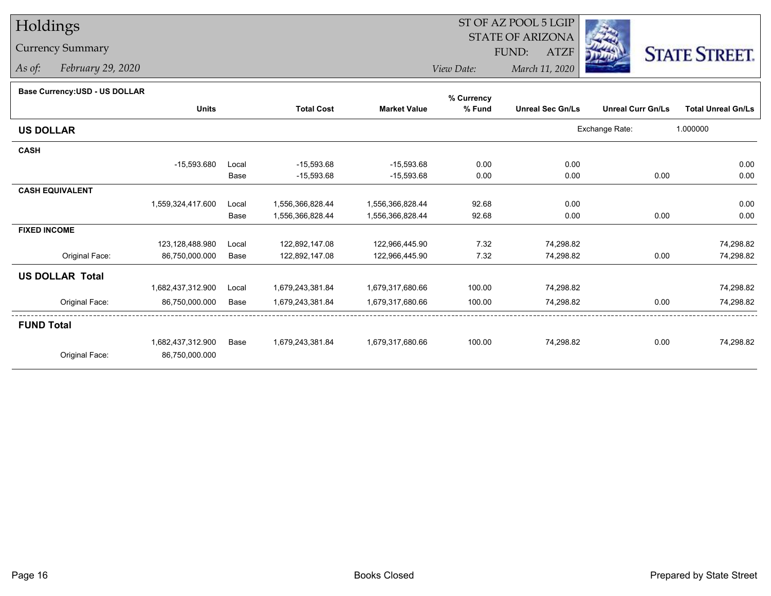# Holdings

## Currency Summary

*As of:* *February 29, 2020*

ST OF AZ POOL 5 LGIP
STATE OF ARIZONA
FUND: ATZF
*View Date:* *March 11, 2020*

**Base Currency:USD - US DOLLAR**

| | Units | | Total Cost | Market Value | % Currency % Fund | Unreal Sec Gn/Ls | Unreal Curr Gn/Ls | Total Unreal Gn/Ls |
|---|---|---|---|---|---|---|---|---|
| **US DOLLAR** | | | | | | Exchange Rate: | 1.000000 | |
| **CASH** | | | | | | | | |
| | -15,593.680 | Local | -15,593.68 | -15,593.68 | 0.00 | 0.00 | | 0.00 |
| | | Base | -15,593.68 | -15,593.68 | 0.00 | 0.00 | 0.00 | 0.00 |
| **CASH EQUIVALENT** | | | | | | | | |
| | 1,559,324,417.600 | Local | 1,556,366,828.44 | 1,556,366,828.44 | 92.68 | 0.00 | | 0.00 |
| | | Base | 1,556,366,828.44 | 1,556,366,828.44 | 92.68 | 0.00 | 0.00 | 0.00 |
| **FIXED INCOME** | | | | | | | | |
| | 123,128,488.980 | Local | 122,892,147.08 | 122,966,445.90 | 7.32 | 74,298.82 | | 74,298.82 |
| Original Face: | 86,750,000.000 | Base | 122,892,147.08 | 122,966,445.90 | 7.32 | 74,298.82 | 0.00 | 74,298.82 |
| **US DOLLAR Total** | | | | | | | | |
| | 1,682,437,312.900 | Local | 1,679,243,381.84 | 1,679,317,680.66 | 100.00 | 74,298.82 | | 74,298.82 |
| Original Face: | 86,750,000.000 | Base | 1,679,243,381.84 | 1,679,317,680.66 | 100.00 | 74,298.82 | 0.00 | 74,298.82 |
| **FUND Total** | | | | | | | | |
| | 1,682,437,312.900 | Base | 1,679,243,381.84 | 1,679,317,680.66 | 100.00 | 74,298.82 | 0.00 | 74,298.82 |
| Original Face: | 86,750,000.000 | | | | | | | |

Books Closed

Prepared by State Street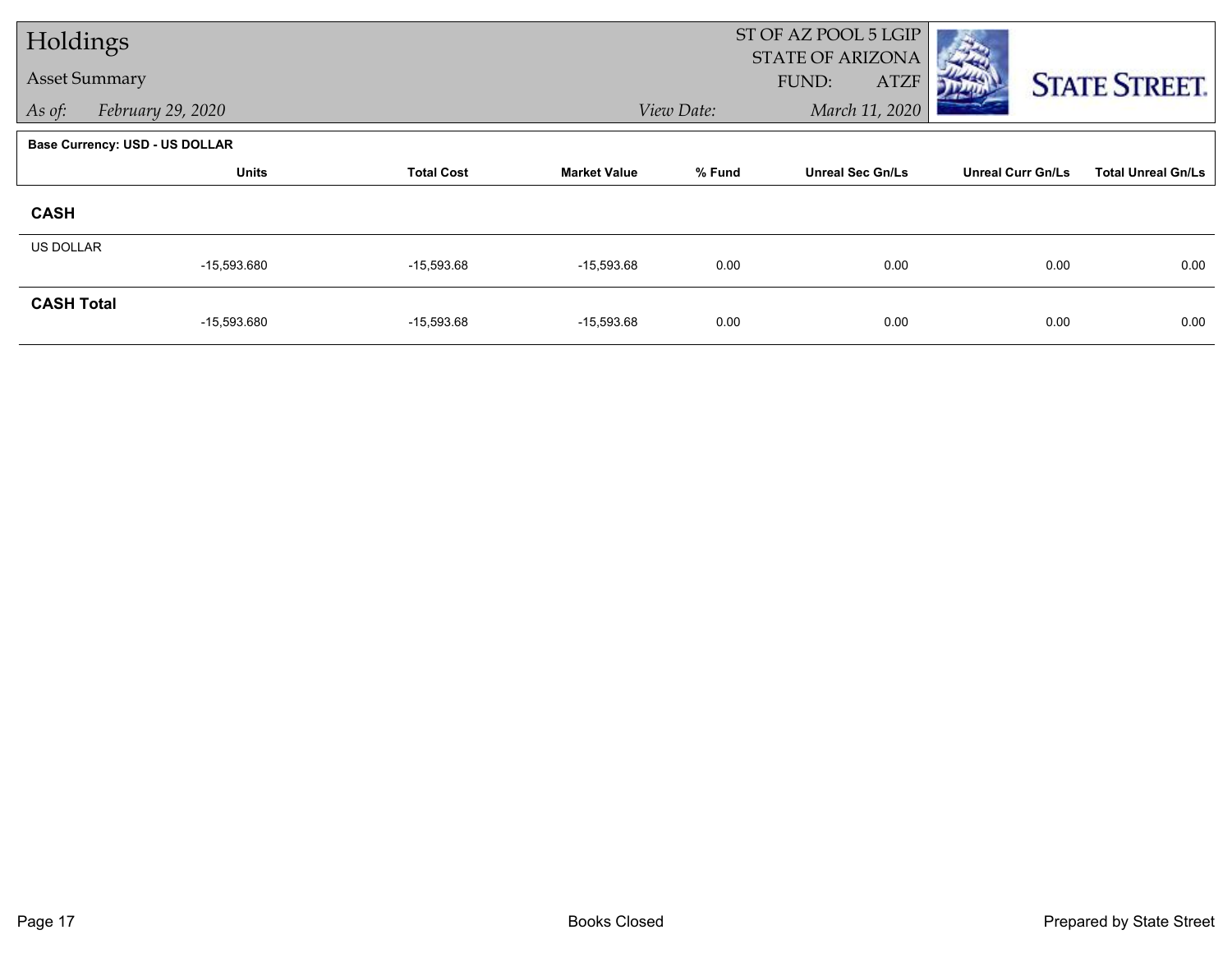# Holdings

## Asset Summary

*As of:* *February 29, 2020*

ST OF AZ POOL 5 LGIP
STATE OF ARIZONA
FUND: ATZF

*View Date:* *March 11, 2020*

STATE STREET.

**Base Currency: USD - US DOLLAR**

| | Units | Total Cost | Market Value | % Fund | Unreal Sec Gn/Ls | Unreal Curr Gn/Ls | Total Unreal Gn/Ls |
|---|---|---|---|---|---|---|---|
| **CASH** | | | | | | | |
| US DOLLAR | -15,593.680 | -15,593.68 | -15,593.68 | 0.00 | 0.00 | 0.00 | 0.00 |
| **CASH Total** | -15,593.680 | -15,593.68 | -15,593.68 | 0.00 | 0.00 | 0.00 | 0.00 |

Books Closed

Prepared by State Street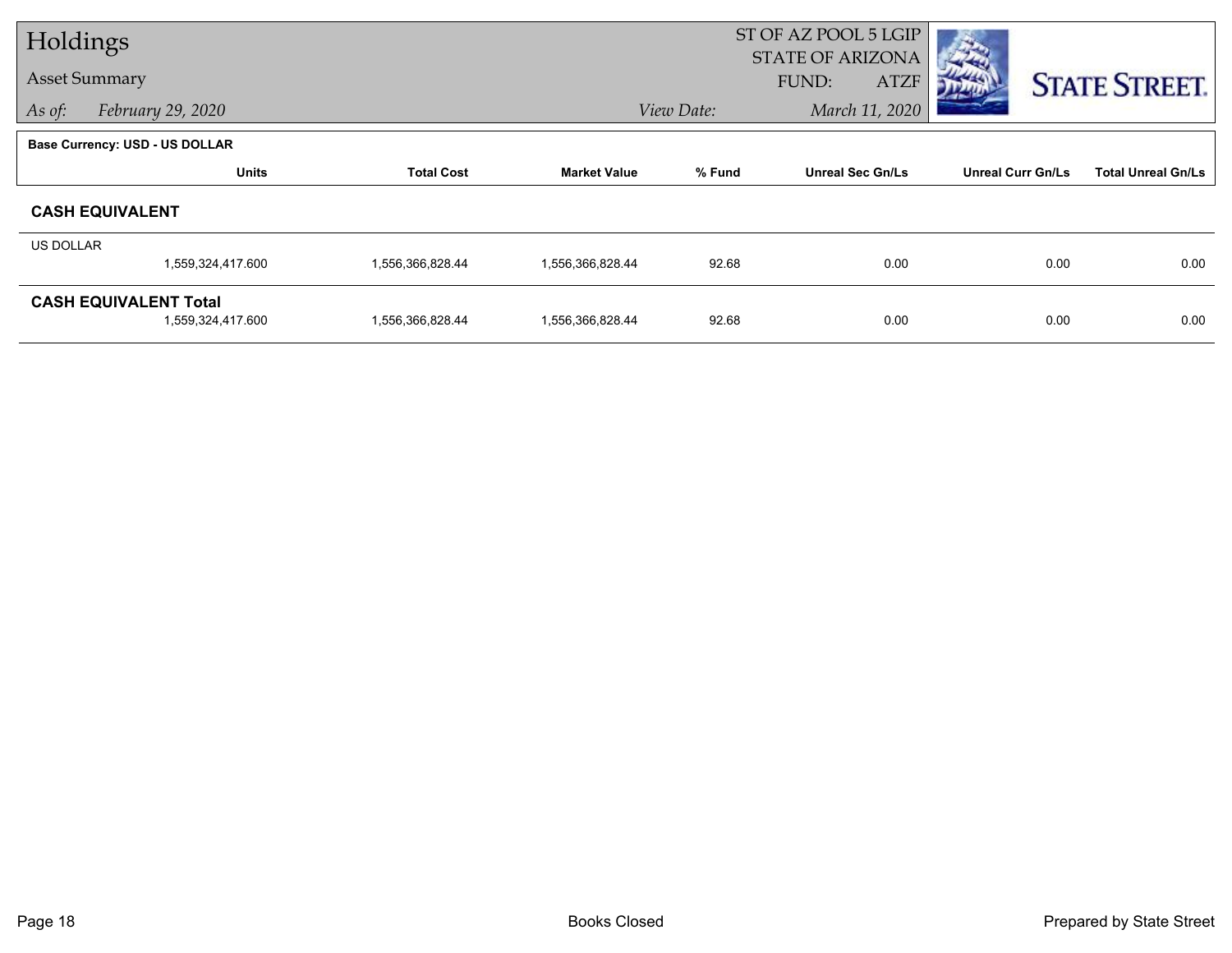# Holdings

## Asset Summary

*As of:* *February 29, 2020*

ST OF AZ POOL 5 LGIP
STATE OF ARIZONA
FUND: ATZF

*View Date:* *March 11, 2020*

STATE STREET.

**Base Currency: USD - US DOLLAR**

| | Units | Total Cost | Market Value | % Fund | Unreal Sec Gn/Ls | Unreal Curr Gn/Ls | Total Unreal Gn/Ls |
|---|---|---|---|---|---|---|---|
| **CASH EQUIVALENT** | | | | | | | |
| US DOLLAR | 1,559,324,417.600 | 1,556,366,828.44 | 1,556,366,828.44 | 92.68 | 0.00 | 0.00 | 0.00 |
| **CASH EQUIVALENT Total** | 1,559,324,417.600 | 1,556,366,828.44 | 1,556,366,828.44 | 92.68 | 0.00 | 0.00 | 0.00 |

Books Closed

Prepared by State Street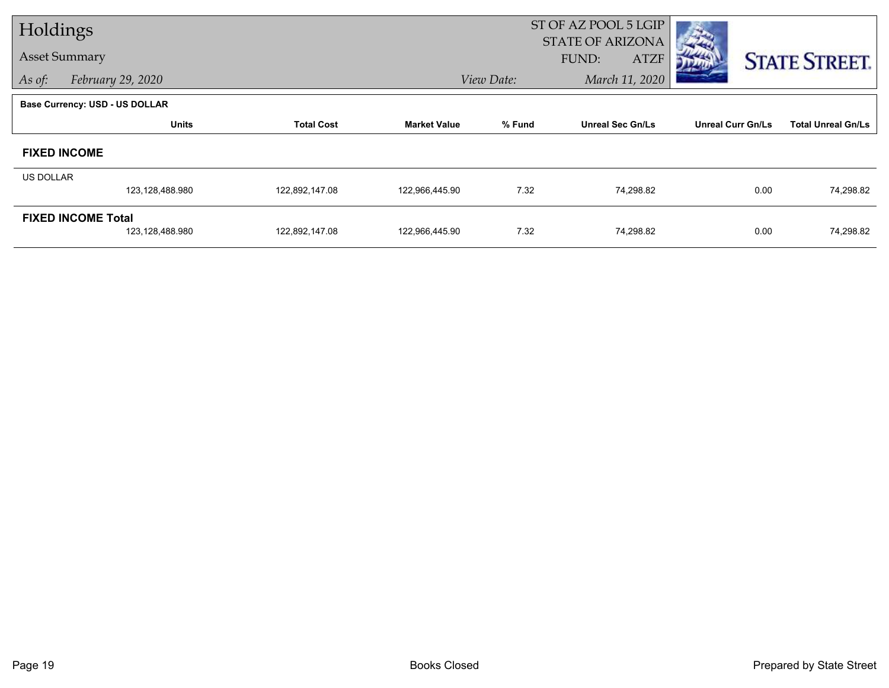# Holdings

## Asset Summary

*As of:* *February 29, 2020*

ST OF AZ POOL 5 LGIP
STATE OF ARIZONA
FUND: ATZF

*View Date:* *March 11, 2020*

**Base Currency: USD - US DOLLAR**

| | Units | Total Cost | Market Value | % Fund | Unreal Sec Gn/Ls | Unreal Curr Gn/Ls | Total Unreal Gn/Ls |
|---|---|---|---|---|---|---|---|
| **FIXED INCOME** | | | | | | | |
| US DOLLAR | 123,128,488.980 | 122,892,147.08 | 122,966,445.90 | 7.32 | 74,298.82 | 0.00 | 74,298.82 |
| **FIXED INCOME Total** | 123,128,488.980 | 122,892,147.08 | 122,966,445.90 | 7.32 | 74,298.82 | 0.00 | 74,298.82 |

Books Closed

Prepared by State Street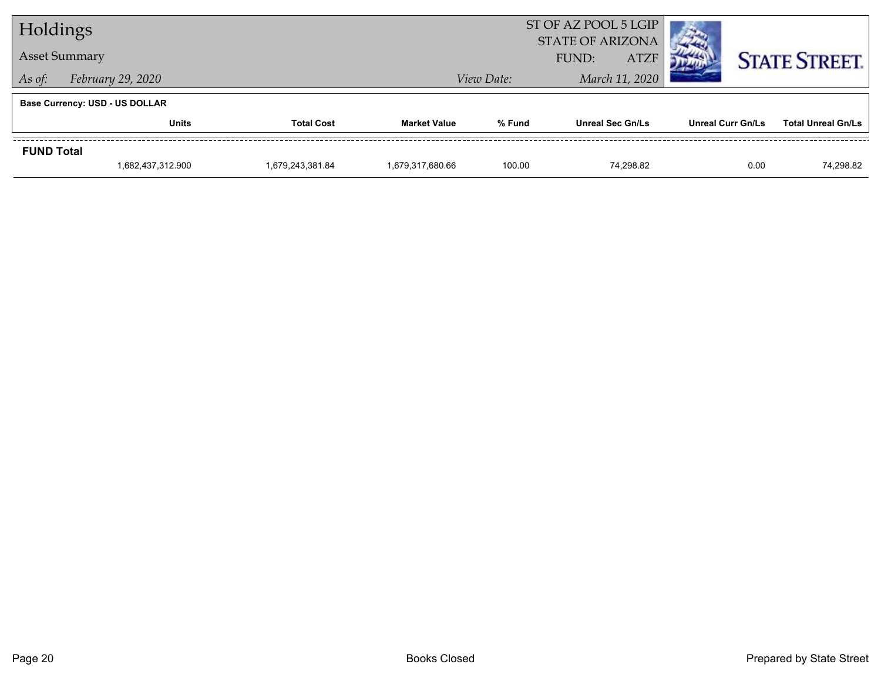# Holdings

## Asset Summary

*As of:* *February 29, 2020*

ST OF AZ POOL 5 LGIP
STATE OF ARIZONA
FUND: ATZF

*View Date:* *March 11, 2020*

**Base Currency: USD - US DOLLAR**

| | Units | Total Cost | Market Value | % Fund | Unreal Sec Gn/Ls | Unreal Curr Gn/Ls | Total Unreal Gn/Ls |
|---|---|---|---|---|---|---|---|
| **FUND Total** | | | | | | | |
| | 1,682,437,312.900 | 1,679,243,381.84 | 1,679,317,680.66 | 100.00 | 74,298.82 | 0.00 | 74,298.82 |

Books Closed

Prepared by State Street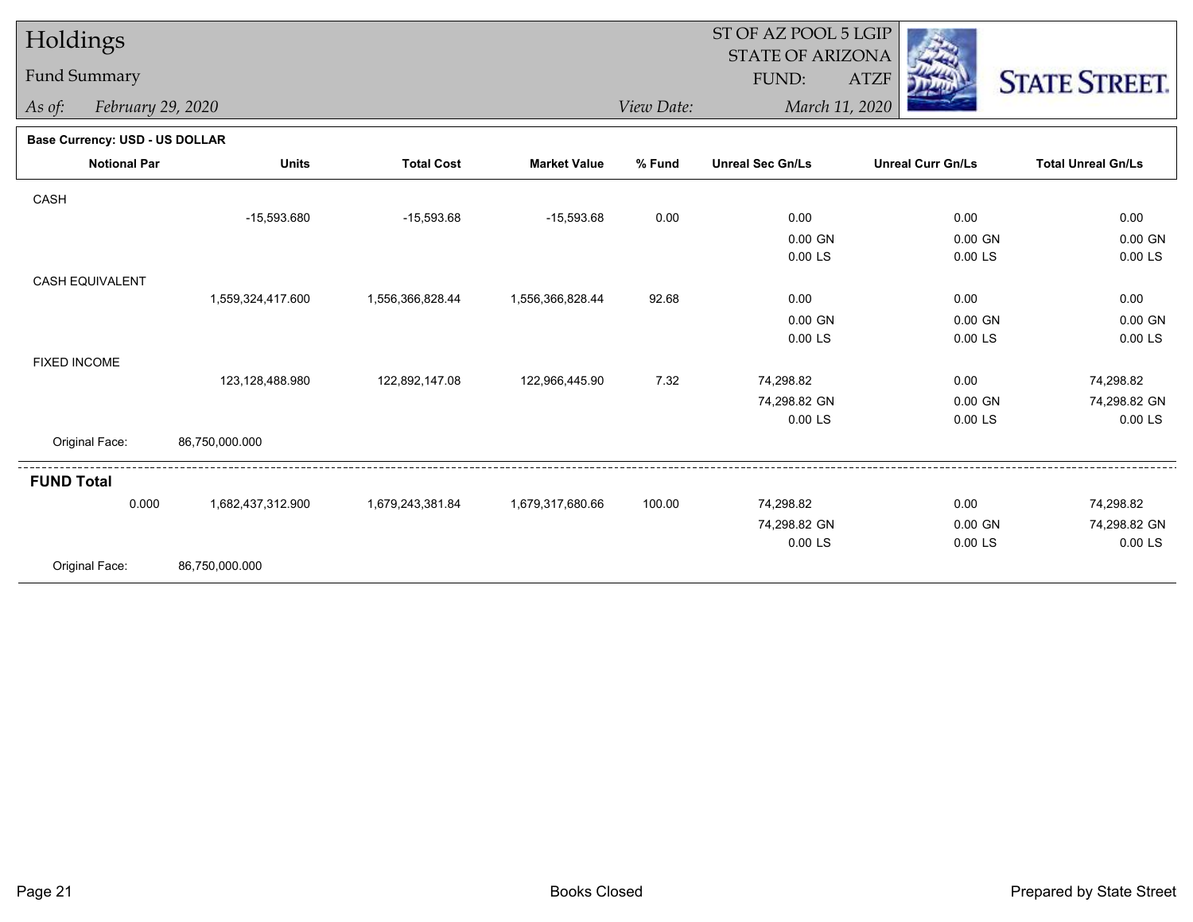# Holdings

Fund Summary

*As of:* *February 29, 2020*

ST OF AZ POOL 5 LGIP
STATE OF ARIZONA
FUND: ATZF

*View Date:* *March 11, 2020*

**Base Currency: USD - US DOLLAR**

| Notional Par | Units | Total Cost | Market Value | % Fund | Unreal Sec Gn/Ls | Unreal Curr Gn/Ls | Total Unreal Gn/Ls |
|---|---|---|---|---|---|---|---|
| CASH | | | | | | | |
| | -15,593.680 | -15,593.68 | -15,593.68 | 0.00 | 0.00 | 0.00 | 0.00 |
| | | | | | 0.00 GN | 0.00 GN | 0.00 GN |
| | | | | | 0.00 LS | 0.00 LS | 0.00 LS |
| CASH EQUIVALENT | | | | | | | |
| | 1,559,324,417.600 | 1,556,366,828.44 | 1,556,366,828.44 | 92.68 | 0.00 | 0.00 | 0.00 |
| | | | | | 0.00 GN | 0.00 GN | 0.00 GN |
| | | | | | 0.00 LS | 0.00 LS | 0.00 LS |
| FIXED INCOME | | | | | | | |
| | 123,128,488.980 | 122,892,147.08 | 122,966,445.90 | 7.32 | 74,298.82 | 0.00 | 74,298.82 |
| | | | | | 74,298.82 GN | 0.00 GN | 74,298.82 GN |
| | | | | | 0.00 LS | 0.00 LS | 0.00 LS |
| Original Face: | 86,750,000.000 | | | | | | |
| **FUND Total** | | | | | | | |
| 0.000 | 1,682,437,312.900 | 1,679,243,381.84 | 1,679,317,680.66 | 100.00 | 74,298.82 | 0.00 | 74,298.82 |
| | | | | | 74,298.82 GN | 0.00 GN | 74,298.82 GN |
| | | | | | 0.00 LS | 0.00 LS | 0.00 LS |
| Original Face: | 86,750,000.000 | | | | | | |

Books Closed

Prepared by State Street